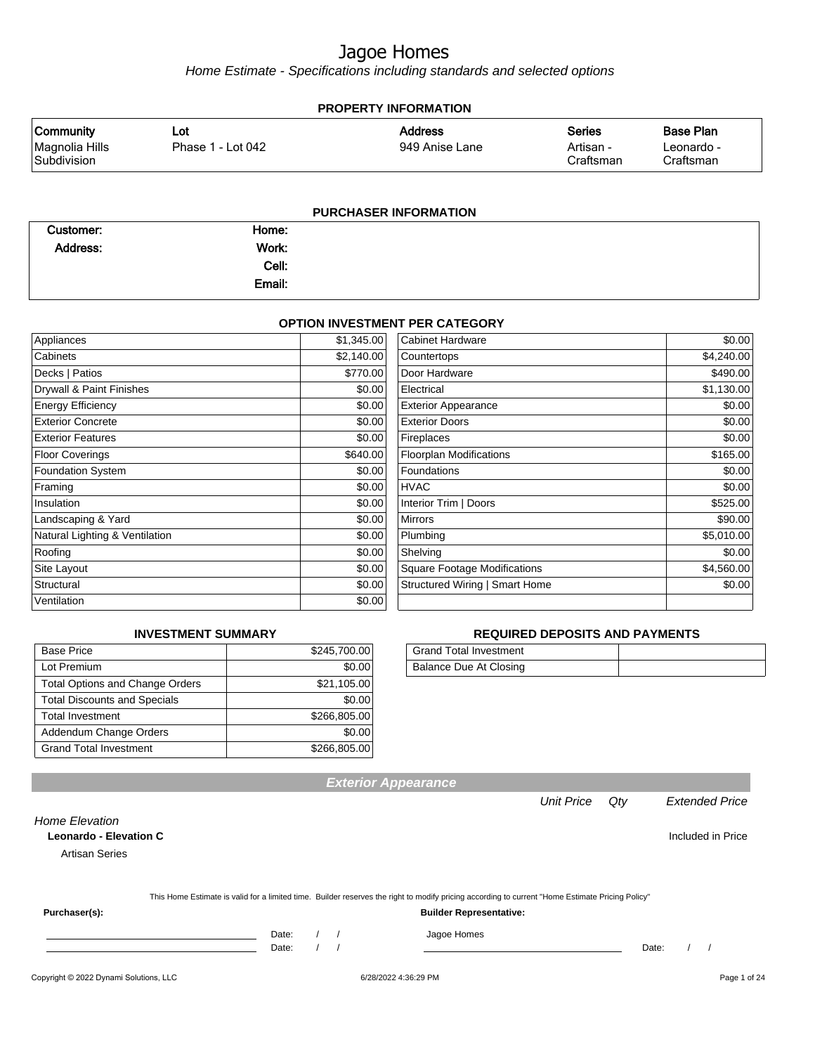# Jagoe Homes

*Home Estimate - Specifications including standards and selected options*

## PROPERTY INFORMATION

| Community | Lot | Address | Series | Base Plan |
|---|---|---|---|---|
| Magnolia Hills Subdivision | Phase 1 - Lot 042 | 949 Anise Lane | Artisan - Craftsman | Leonardo - Craftsman |

## PURCHASER INFORMATION

| | | | |
|---|---|---|---|
| **Customer:** | | **Home:** | |
| **Address:** | | **Work:** | |
| | | **Cell:** | |
| | | **Email:** | |

## OPTION INVESTMENT PER CATEGORY

| Category | Amount | Category | Amount |
|---|---|---|---|
| Appliances | $1,345.00 | Cabinet Hardware | $0.00 |
| Cabinets | $2,140.00 | Countertops | $4,240.00 |
| Decks \| Patios | $770.00 | Door Hardware | $490.00 |
| Drywall & Paint Finishes | $0.00 | Electrical | $1,130.00 |
| Energy Efficiency | $0.00 | Exterior Appearance | $0.00 |
| Exterior Concrete | $0.00 | Exterior Doors | $0.00 |
| Exterior Features | $0.00 | Fireplaces | $0.00 |
| Floor Coverings | $640.00 | Floorplan Modifications | $165.00 |
| Foundation System | $0.00 | Foundations | $0.00 |
| Framing | $0.00 | HVAC | $0.00 |
| Insulation | $0.00 | Interior Trim \| Doors | $525.00 |
| Landscaping & Yard | $0.00 | Mirrors | $90.00 |
| Natural Lighting & Ventilation | $0.00 | Plumbing | $5,010.00 |
| Roofing | $0.00 | Shelving | $0.00 |
| Site Layout | $0.00 | Square Footage Modifications | $4,560.00 |
| Structural | $0.00 | Structured Wiring \| Smart Home | $0.00 |
| Ventilation | $0.00 | | |

## INVESTMENT SUMMARY

| | |
|---|---|
| Base Price | $245,700.00 |
| Lot Premium | $0.00 |
| Total Options and Change Orders | $21,105.00 |
| Total Discounts and Specials | $0.00 |
| Total Investment | $266,805.00 |
| Addendum Change Orders | $0.00 |
| Grand Total Investment | $266,805.00 |

## REQUIRED DEPOSITS AND PAYMENTS

| | |
|---|---|
| Grand Total Investment | |
| Balance Due At Closing | |

## Exterior Appearance

| | Unit Price | Qty | Extended Price |
|---|---|---|---|
| *Home Elevation* | | | |
| **Leonardo - Elevation C** | | | Included in Price |
| Artisan Series | | | |

This Home Estimate is valid for a limited time. Builder reserves the right to modify pricing according to current "Home Estimate Pricing Policy"

**Purchaser(s):** ______________________ Date: / /

______________________ Date: / /

**Builder Representative:** Jagoe Homes ______________________ Date: / /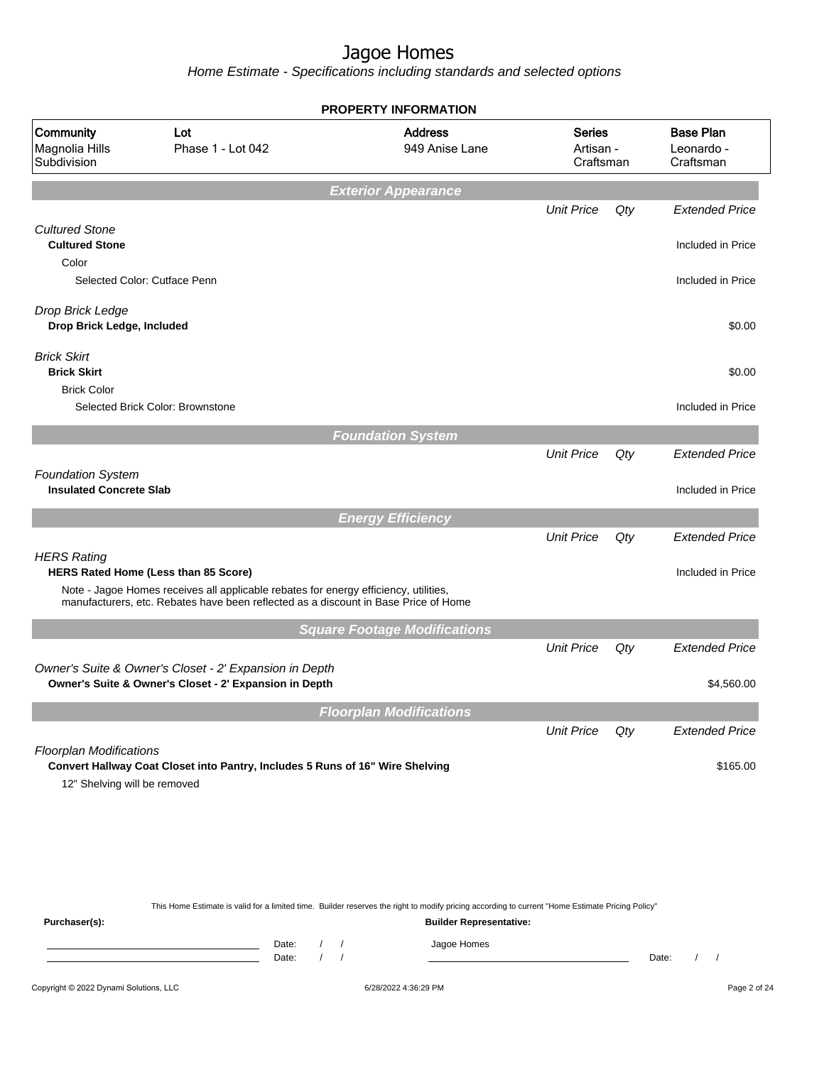# Jagoe Homes

Home Estimate - Specifications including standards and selected options

## PROPERTY INFORMATION

| Community | Lot | Address | Series | Base Plan |
|---|---|---|---|---|
| Magnolia Hills Subdivision | Phase 1 - Lot 042 | 949 Anise Lane | Artisan - Craftsman | Leonardo - Craftsman |

## Exterior Appearance

| | Unit Price | Qty | Extended Price |
|---|---|---|---|
| *Cultured Stone* | | | |
| **Cultured Stone** | | | Included in Price |
| Color | | | |
| Selected Color: Cutface Penn | | | Included in Price |
| *Drop Brick Ledge* | | | |
| **Drop Brick Ledge, Included** | | | $0.00 |
| *Brick Skirt* | | | |
| **Brick Skirt** | | | $0.00 |
| Brick Color | | | |
| Selected Brick Color: Brownstone | | | Included in Price |

## Foundation System

| | Unit Price | Qty | Extended Price |
|---|---|---|---|
| *Foundation System* | | | |
| **Insulated Concrete Slab** | | | Included in Price |

## Energy Efficiency

| | Unit Price | Qty | Extended Price |
|---|---|---|---|
| *HERS Rating* | | | |
| **HERS Rated Home (Less than 85 Score)** | | | Included in Price |
| Note - Jagoe Homes receives all applicable rebates for energy efficiency, utilities, manufacturers, etc. Rebates have been reflected as a discount in Base Price of Home | | | |

## Square Footage Modifications

| | Unit Price | Qty | Extended Price |
|---|---|---|---|
| *Owner's Suite & Owner's Closet - 2' Expansion in Depth* | | | |
| **Owner's Suite & Owner's Closet - 2' Expansion in Depth** | | | $4,560.00 |

## Floorplan Modifications

| | Unit Price | Qty | Extended Price |
|---|---|---|---|
| *Floorplan Modifications* | | | |
| **Convert Hallway Coat Closet into Pantry, Includes 5 Runs of 16" Wire Shelving** | | | $165.00 |
| 12" Shelving will be removed | | | |

This Home Estimate is valid for a limited time. Builder reserves the right to modify pricing according to current "Home Estimate Pricing Policy"

**Purchaser(s):**

Date: / /

Date: / /

**Builder Representative:**

Jagoe Homes

Date: / /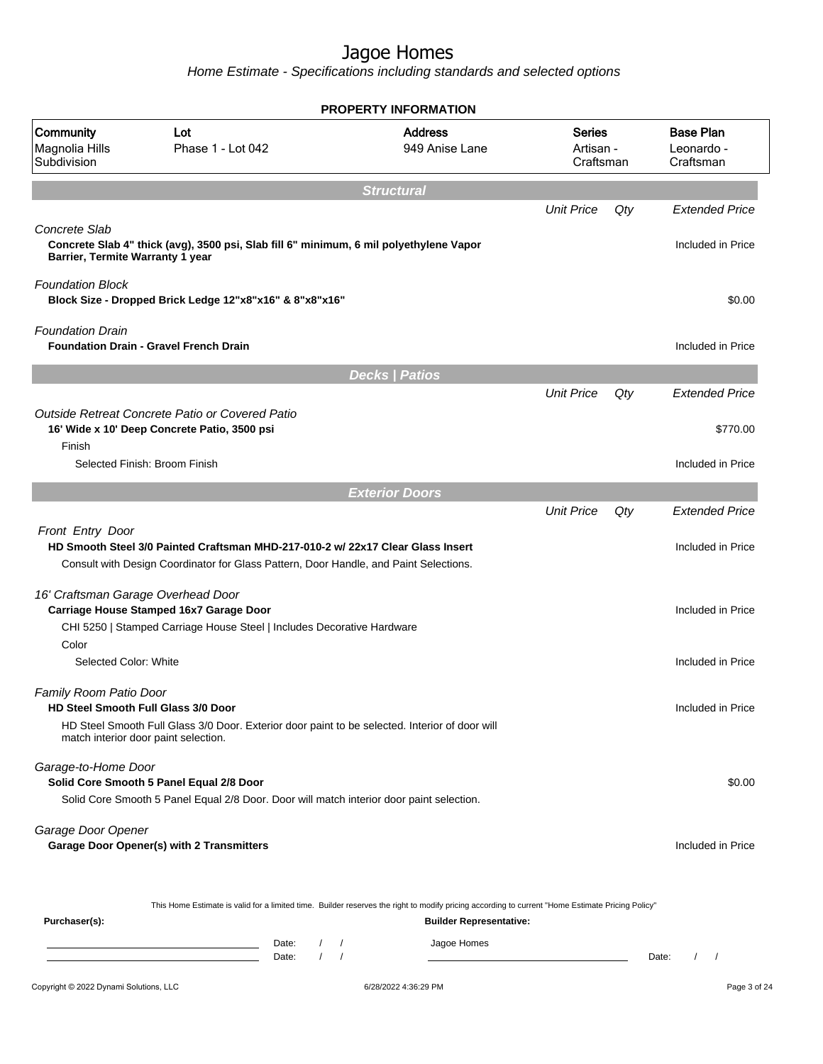# Jagoe Homes

*Home Estimate - Specifications including standards and selected options*

**PROPERTY INFORMATION**

| Community | Lot | Address | Series | Base Plan |
|---|---|---|---|---|
| Magnolia Hills Subdivision | Phase 1 - Lot 042 | 949 Anise Lane | Artisan - Craftsman | Leonardo - Craftsman |

## Structural

| | Unit Price | Qty | Extended Price |
|---|---|---|---|
| *Concrete Slab* | | | |
| **Concrete Slab 4" thick (avg), 3500 psi, Slab fill 6" minimum, 6 mil polyethylene Vapor Barrier, Termite Warranty 1 year** | | | Included in Price |
| *Foundation Block* | | | |
| **Block Size - Dropped Brick Ledge 12"x8"x16" & 8"x8"x16"** | | | $0.00 |
| *Foundation Drain* | | | |
| **Foundation Drain - Gravel French Drain** | | | Included in Price |

## Decks | Patios

| | Unit Price | Qty | Extended Price |
|---|---|---|---|
| *Outside Retreat Concrete Patio or Covered Patio* | | | |
| **16' Wide x 10' Deep Concrete Patio, 3500 psi** | | | $770.00 |
| Finish | | | |
| Selected Finish: Broom Finish | | | Included in Price |

## Exterior Doors

| | Unit Price | Qty | Extended Price |
|---|---|---|---|
| *Front Entry Door* | | | |
| **HD Smooth Steel 3/0 Painted Craftsman MHD-217-010-2 w/ 22x17 Clear Glass Insert** | | | Included in Price |
| Consult with Design Coordinator for Glass Pattern, Door Handle, and Paint Selections. | | | |
| *16' Craftsman Garage Overhead Door* | | | |
| **Carriage House Stamped 16x7 Garage Door** | | | Included in Price |
| CHI 5250 \| Stamped Carriage House Steel \| Includes Decorative Hardware | | | |
| Color | | | |
| Selected Color: White | | | Included in Price |
| *Family Room Patio Door* | | | |
| **HD Steel Smooth Full Glass 3/0 Door** | | | Included in Price |
| HD Steel Smooth Full Glass 3/0 Door. Exterior door paint to be selected. Interior of door will match interior door paint selection. | | | |
| *Garage-to-Home Door* | | | |
| **Solid Core Smooth 5 Panel Equal 2/8 Door** | | | $0.00 |
| Solid Core Smooth 5 Panel Equal 2/8 Door. Door will match interior door paint selection. | | | |
| *Garage Door Opener* | | | |
| **Garage Door Opener(s) with 2 Transmitters** | | | Included in Price |

This Home Estimate is valid for a limited time. Builder reserves the right to modify pricing according to current "Home Estimate Pricing Policy"

**Purchaser(s):** ____________________ Date: / / 
____________________ Date: / /

**Builder Representative:** Jagoe Homes ____________________ Date: / /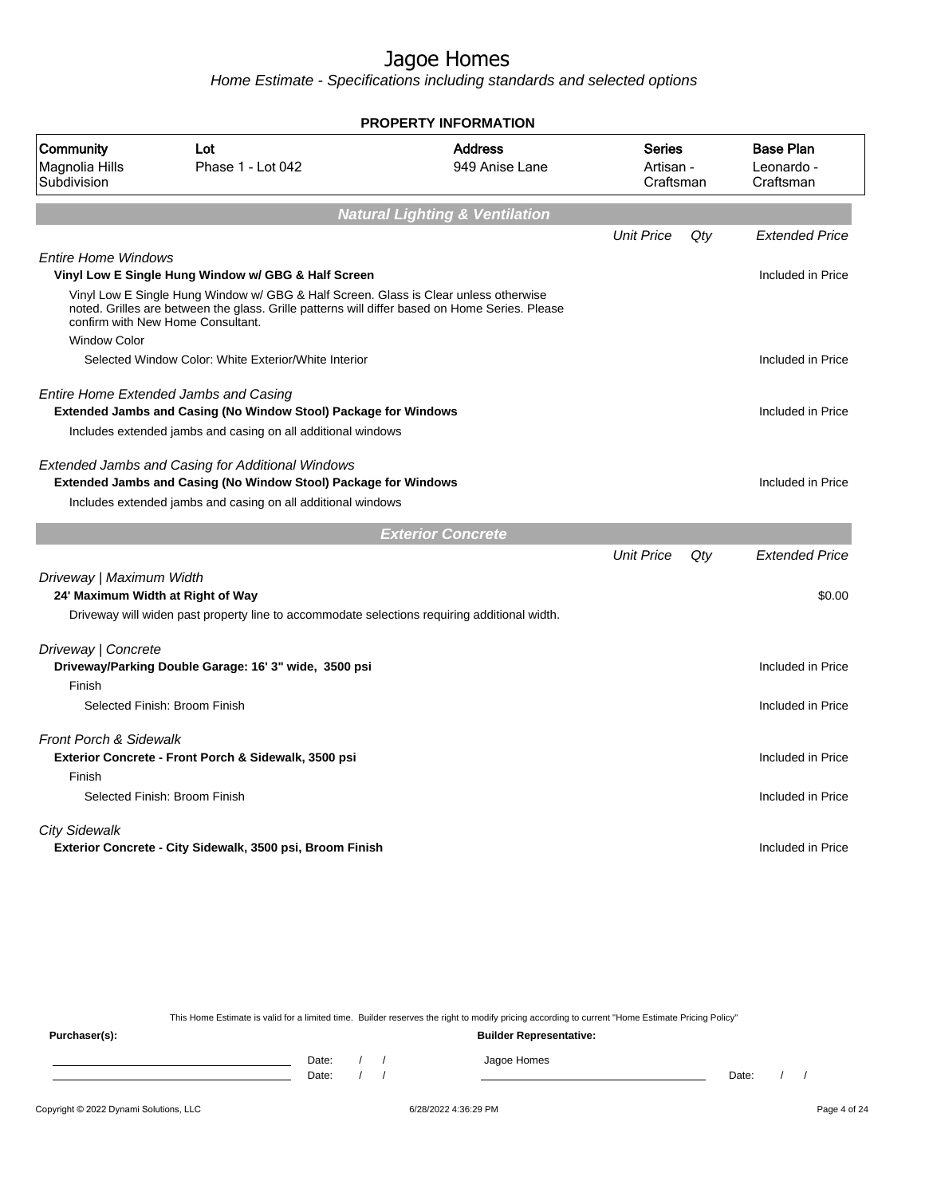# Jagoe Homes

*Home Estimate - Specifications including standards and selected options*

**PROPERTY INFORMATION**

| Community | Lot | Address | Series | Base Plan |
|---|---|---|---|---|
| Magnolia Hills Subdivision | Phase 1 - Lot 042 | 949 Anise Lane | Artisan - Craftsman | Leonardo - Craftsman |

## Natural Lighting & Ventilation

| | Unit Price | Qty | Extended Price |
|---|---|---|---|
| *Entire Home Windows* | | | |
| **Vinyl Low E Single Hung Window w/ GBG & Half Screen** | | | Included in Price |
| Vinyl Low E Single Hung Window w/ GBG & Half Screen. Glass is Clear unless otherwise noted. Grilles are between the glass. Grille patterns will differ based on Home Series. Please confirm with New Home Consultant. | | | |
| Window Color | | | |
| Selected Window Color: White Exterior/White Interior | | | Included in Price |
| *Entire Home Extended Jambs and Casing* | | | |
| **Extended Jambs and Casing (No Window Stool) Package for Windows** | | | Included in Price |
| Includes extended jambs and casing on all additional windows | | | |
| *Extended Jambs and Casing for Additional Windows* | | | |
| **Extended Jambs and Casing (No Window Stool) Package for Windows** | | | Included in Price |
| Includes extended jambs and casing on all additional windows | | | |

## Exterior Concrete

| | Unit Price | Qty | Extended Price |
|---|---|---|---|
| *Driveway \| Maximum Width* | | | |
| **24' Maximum Width at Right of Way** | | | $0.00 |
| Driveway will widen past property line to accommodate selections requiring additional width. | | | |
| *Driveway \| Concrete* | | | |
| **Driveway/Parking Double Garage: 16' 3" wide, 3500 psi** | | | Included in Price |
| Finish | | | |
| Selected Finish: Broom Finish | | | Included in Price |
| *Front Porch & Sidewalk* | | | |
| **Exterior Concrete - Front Porch & Sidewalk, 3500 psi** | | | Included in Price |
| Finish | | | |
| Selected Finish: Broom Finish | | | Included in Price |
| *City Sidewalk* | | | |
| **Exterior Concrete - City Sidewalk, 3500 psi, Broom Finish** | | | Included in Price |

This Home Estimate is valid for a limited time. Builder reserves the right to modify pricing according to current "Home Estimate Pricing Policy"

**Purchaser(s):** **Builder Representative:**

Date: / /
Date: / /

Jagoe Homes

Date: / /

Copyright © 2022 Dynami Solutions, LLC — 6/28/2022 4:36:29 PM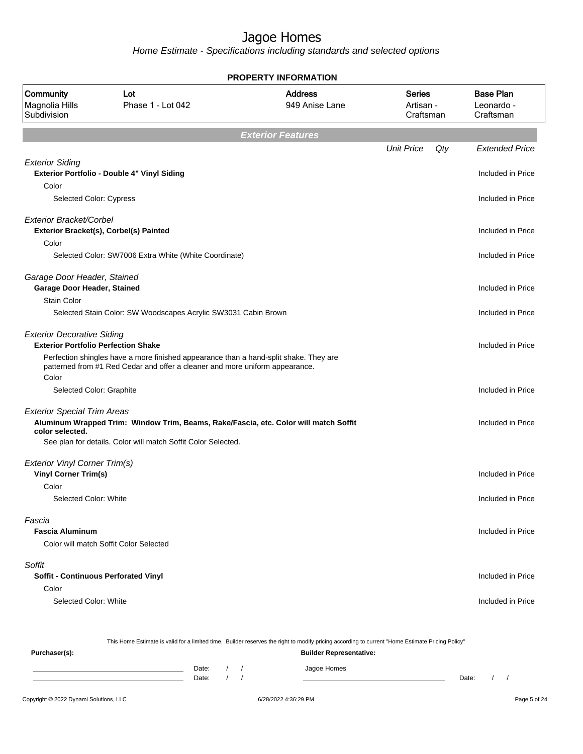# Jagoe Homes

*Home Estimate - Specifications including standards and selected options*

## PROPERTY INFORMATION

| Community | Lot | Address | Series | Base Plan |
|---|---|---|---|---|
| Magnolia Hills Subdivision | Phase 1 - Lot 042 | 949 Anise Lane | Artisan - Craftsman | Leonardo - Craftsman |

## *Exterior Features*

| | Unit Price | Qty | Extended Price |
|---|---|---|---|
| *Exterior Siding* | | | |
| **Exterior Portfolio - Double 4" Vinyl Siding** | | | Included in Price |
| Color | | | |
| Selected Color: Cypress | | | Included in Price |
| *Exterior Bracket/Corbel* | | | |
| **Exterior Bracket(s), Corbel(s) Painted** | | | Included in Price |
| Color | | | |
| Selected Color: SW7006 Extra White (White Coordinate) | | | Included in Price |
| *Garage Door Header, Stained* | | | |
| **Garage Door Header, Stained** | | | Included in Price |
| Stain Color | | | |
| Selected Stain Color: SW Woodscapes Acrylic SW3031 Cabin Brown | | | Included in Price |
| *Exterior Decorative Siding* | | | |
| **Exterior Portfolio Perfection Shake** | | | Included in Price |
| Perfection shingles have a more finished appearance than a hand-split shake. They are patterned from #1 Red Cedar and offer a cleaner and more uniform appearance. | | | |
| Color | | | |
| Selected Color: Graphite | | | Included in Price |
| *Exterior Special Trim Areas* | | | |
| **Aluminum Wrapped Trim: Window Trim, Beams, Rake/Fascia, etc. Color will match Soffit color selected.** | | | Included in Price |
| See plan for details. Color will match Soffit Color Selected. | | | |
| *Exterior Vinyl Corner Trim(s)* | | | |
| **Vinyl Corner Trim(s)** | | | Included in Price |
| Color | | | |
| Selected Color: White | | | Included in Price |
| *Fascia* | | | |
| **Fascia Aluminum** | | | Included in Price |
| Color will match Soffit Color Selected | | | |
| *Soffit* | | | |
| **Soffit - Continuous Perforated Vinyl** | | | Included in Price |
| Color | | | |
| Selected Color: White | | | Included in Price |

This Home Estimate is valid for a limited time. Builder reserves the right to modify pricing according to current "Home Estimate Pricing Policy"

**Purchaser(s):** **Builder Representative:**

Date: / / Jagoe Homes

Date: / / Date: / /

Copyright © 2022 Dynami Solutions, LLC 6/28/2022 4:36:29 PM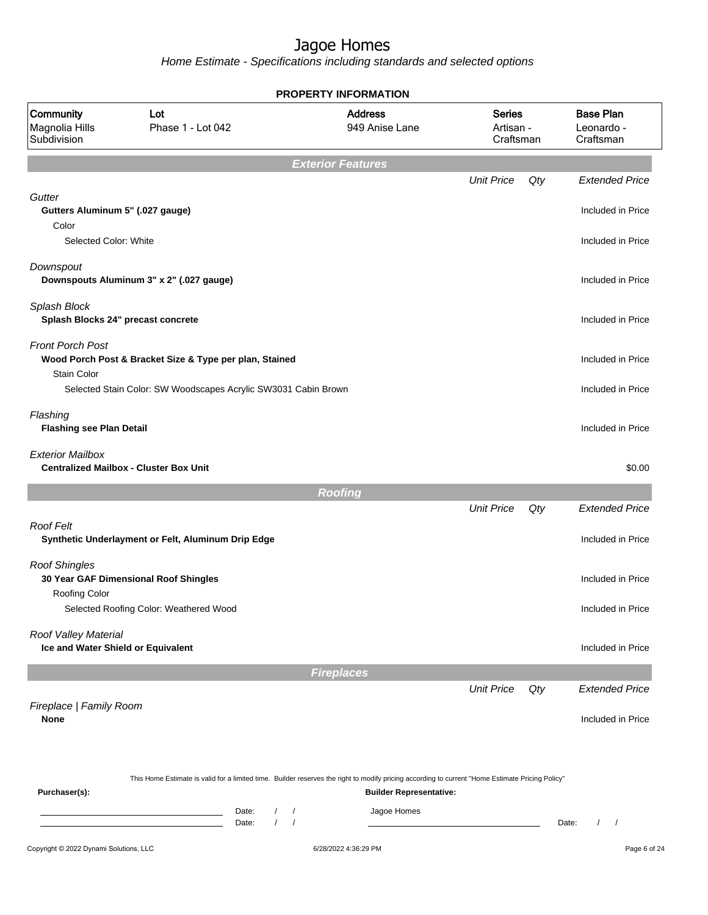# Jagoe Homes

Home Estimate - Specifications including standards and selected options

**PROPERTY INFORMATION**

| Community | Lot | Address | Series | Base Plan |
|---|---|---|---|---|
| Magnolia Hills Subdivision | Phase 1 - Lot 042 | 949 Anise Lane | Artisan - Craftsman | Leonardo - Craftsman |

## Exterior Features

| | Unit Price | Qty | Extended Price |
|---|---|---|---|
| *Gutter* | | | |
| **Gutters Aluminum 5" (.027 gauge)** | | | Included in Price |
| Color | | | |
| Selected Color: White | | | Included in Price |
| *Downspout* | | | |
| **Downspouts Aluminum 3" x 2" (.027 gauge)** | | | Included in Price |
| *Splash Block* | | | |
| **Splash Blocks 24" precast concrete** | | | Included in Price |
| *Front Porch Post* | | | |
| **Wood Porch Post & Bracket Size & Type per plan, Stained** | | | Included in Price |
| Stain Color | | | |
| Selected Stain Color: SW Woodscapes Acrylic SW3031 Cabin Brown | | | Included in Price |
| *Flashing* | | | |
| **Flashing see Plan Detail** | | | Included in Price |
| *Exterior Mailbox* | | | |
| **Centralized Mailbox - Cluster Box Unit** | | | $0.00 |

## Roofing

| | Unit Price | Qty | Extended Price |
|---|---|---|---|
| *Roof Felt* | | | |
| **Synthetic Underlayment or Felt, Aluminum Drip Edge** | | | Included in Price |
| *Roof Shingles* | | | |
| **30 Year GAF Dimensional Roof Shingles** | | | Included in Price |
| Roofing Color | | | |
| Selected Roofing Color: Weathered Wood | | | Included in Price |
| *Roof Valley Material* | | | |
| **Ice and Water Shield or Equivalent** | | | Included in Price |

## Fireplaces

| | Unit Price | Qty | Extended Price |
|---|---|---|---|
| *Fireplace \| Family Room* | | | |
| **None** | | | Included in Price |

This Home Estimate is valid for a limited time. Builder reserves the right to modify pricing according to current "Home Estimate Pricing Policy"

**Purchaser(s):**

Date: / /
Date: / /

**Builder Representative:**

Jagoe Homes

Date: / /

Copyright © 2022 Dynami Solutions, LLC — 6/28/2022 4:36:29 PM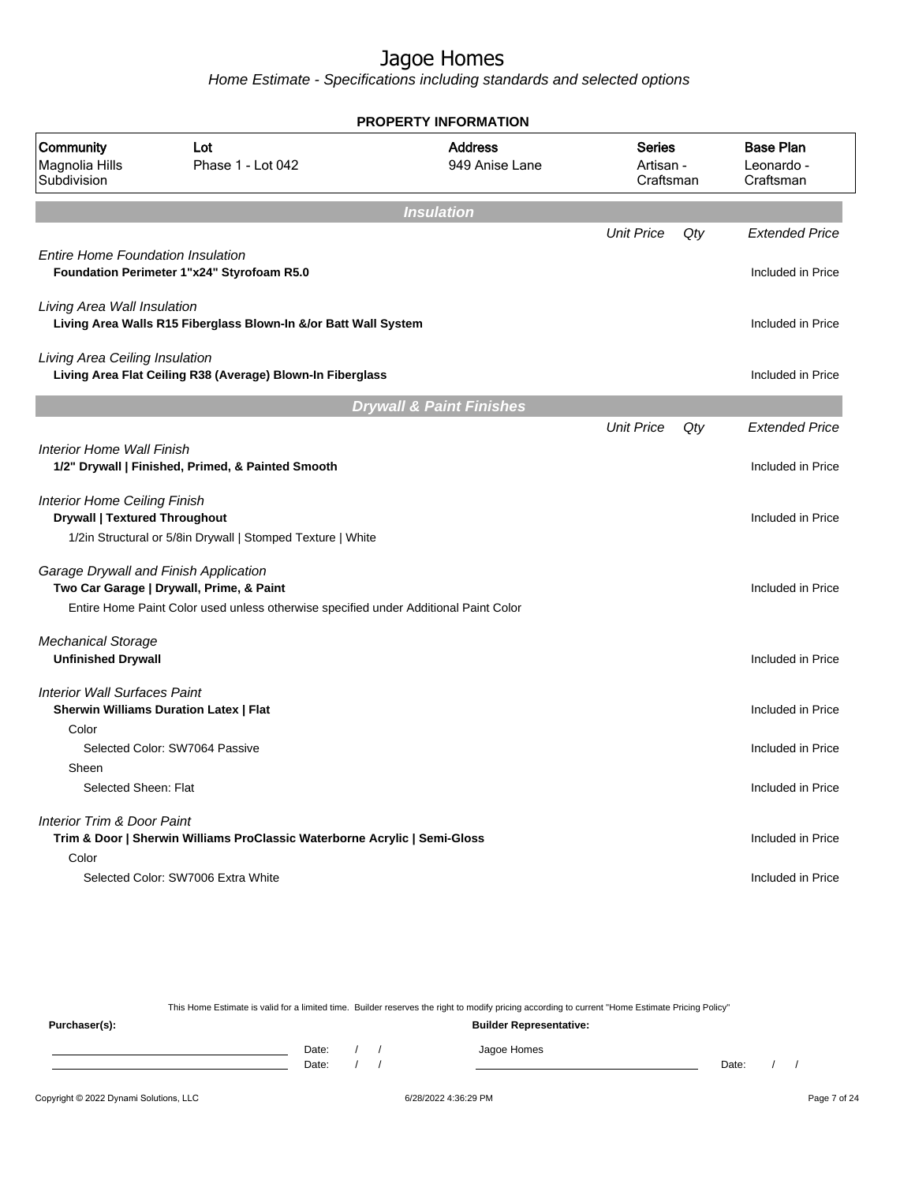# Jagoe Homes

*Home Estimate - Specifications including standards and selected options*

**PROPERTY INFORMATION**

| Community | Lot | Address | Series | Base Plan |
|---|---|---|---|---|
| Magnolia Hills Subdivision | Phase 1 - Lot 042 | 949 Anise Lane | Artisan - Craftsman | Leonardo - Craftsman |

## Insulation

| | Unit Price | Qty | Extended Price |
|---|---|---|---|
| *Entire Home Foundation Insulation* | | | |
| **Foundation Perimeter 1"x24" Styrofoam R5.0** | | | Included in Price |
| *Living Area Wall Insulation* | | | |
| **Living Area Walls R15 Fiberglass Blown-In &/or Batt Wall System** | | | Included in Price |
| *Living Area Ceiling Insulation* | | | |
| **Living Area Flat Ceiling R38 (Average) Blown-In Fiberglass** | | | Included in Price |

## Drywall & Paint Finishes

| | Unit Price | Qty | Extended Price |
|---|---|---|---|
| *Interior Home Wall Finish* | | | |
| **1/2" Drywall \| Finished, Primed, & Painted Smooth** | | | Included in Price |
| *Interior Home Ceiling Finish* | | | |
| **Drywall \| Textured Throughout** | | | Included in Price |
| 1/2in Structural or 5/8in Drywall \| Stomped Texture \| White | | | |
| *Garage Drywall and Finish Application* | | | |
| **Two Car Garage \| Drywall, Prime, & Paint** | | | Included in Price |
| Entire Home Paint Color used unless otherwise specified under Additional Paint Color | | | |
| *Mechanical Storage* | | | |
| **Unfinished Drywall** | | | Included in Price |
| *Interior Wall Surfaces Paint* | | | |
| **Sherwin Williams Duration Latex \| Flat** | | | Included in Price |
| Color | | | |
| Selected Color: SW7064 Passive | | | Included in Price |
| Sheen | | | |
| Selected Sheen: Flat | | | Included in Price |
| *Interior Trim & Door Paint* | | | |
| **Trim & Door \| Sherwin Williams ProClassic Waterborne Acrylic \| Semi-Gloss** | | | Included in Price |
| Color | | | |
| Selected Color: SW7006 Extra White | | | Included in Price |

This Home Estimate is valid for a limited time. Builder reserves the right to modify pricing according to current "Home Estimate Pricing Policy"

**Purchaser(s):** **Builder Representative:**

Date: / / Jagoe Homes
Date: / / Date: / /

Copyright © 2022 Dynami Solutions, LLC 6/28/2022 4:36:29 PM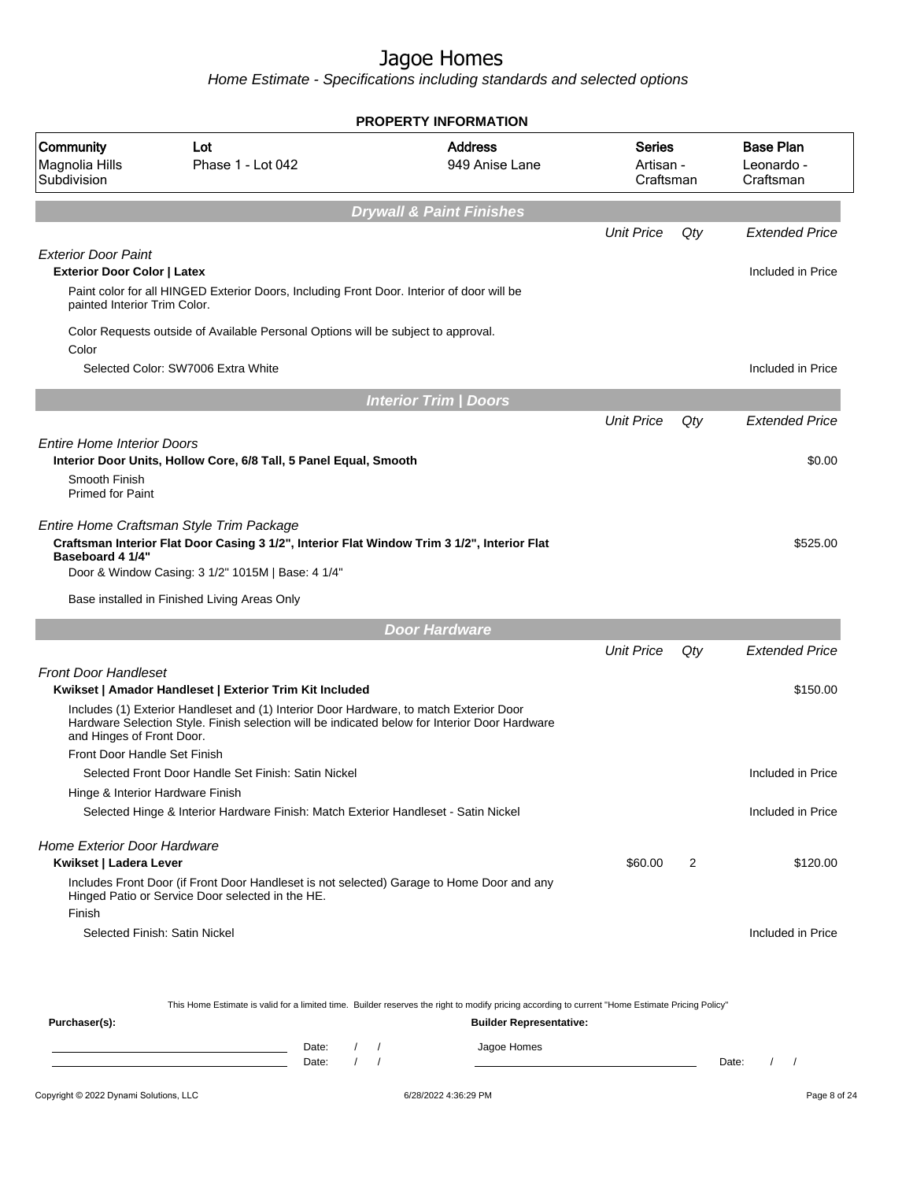# Jagoe Homes

*Home Estimate - Specifications including standards and selected options*

**PROPERTY INFORMATION**

| Community | Lot | Address | Series | Base Plan |
|---|---|---|---|---|
| Magnolia Hills Subdivision | Phase 1 - Lot 042 | 949 Anise Lane | Artisan - Craftsman | Leonardo - Craftsman |

## Drywall & Paint Finishes

| | Unit Price | Qty | Extended Price |
|---|---|---|---|
| *Exterior Door Paint* | | | |
| **Exterior Door Color \| Latex** | | | Included in Price |
| Paint color for all HINGED Exterior Doors, Including Front Door. Interior of door will be painted Interior Trim Color. | | | |
| Color Requests outside of Available Personal Options will be subject to approval. | | | |
| Color | | | |
| Selected Color: SW7006 Extra White | | | Included in Price |

## Interior Trim | Doors

| | Unit Price | Qty | Extended Price |
|---|---|---|---|
| *Entire Home Interior Doors* | | | |
| **Interior Door Units, Hollow Core, 6/8 Tall, 5 Panel Equal, Smooth** | | | $0.00 |
| Smooth Finish<br>Primed for Paint | | | |
| *Entire Home Craftsman Style Trim Package* | | | |
| **Craftsman Interior Flat Door Casing 3 1/2", Interior Flat Window Trim 3 1/2", Interior Flat Baseboard 4 1/4"** | | | $525.00 |
| Door & Window Casing: 3 1/2" 1015M \| Base: 4 1/4" | | | |
| Base installed in Finished Living Areas Only | | | |

## Door Hardware

| | Unit Price | Qty | Extended Price |
|---|---|---|---|
| *Front Door Handleset* | | | |
| **Kwikset \| Amador Handleset \| Exterior Trim Kit Included** | | | $150.00 |
| Includes (1) Exterior Handleset and (1) Interior Door Hardware, to match Exterior Door Hardware Selection Style. Finish selection will be indicated below for Interior Door Hardware and Hinges of Front Door. | | | |
| Front Door Handle Set Finish | | | |
| Selected Front Door Handle Set Finish: Satin Nickel | | | Included in Price |
| Hinge & Interior Hardware Finish | | | |
| Selected Hinge & Interior Hardware Finish: Match Exterior Handleset - Satin Nickel | | | Included in Price |
| *Home Exterior Door Hardware* | | | |
| **Kwikset \| Ladera Lever** | $60.00 | 2 | $120.00 |
| Includes Front Door (if Front Door Handleset is not selected) Garage to Home Door and any Hinged Patio or Service Door selected in the HE. | | | |
| Finish | | | |
| Selected Finish: Satin Nickel | | | Included in Price |

This Home Estimate is valid for a limited time. Builder reserves the right to modify pricing according to current "Home Estimate Pricing Policy"

**Purchaser(s):**

______________________ Date: / /

______________________ Date: / /

**Builder Representative:**

Jagoe Homes

______________________ Date: / /

Copyright © 2022 Dynami Solutions, LLC — 6/28/2022 4:36:29 PM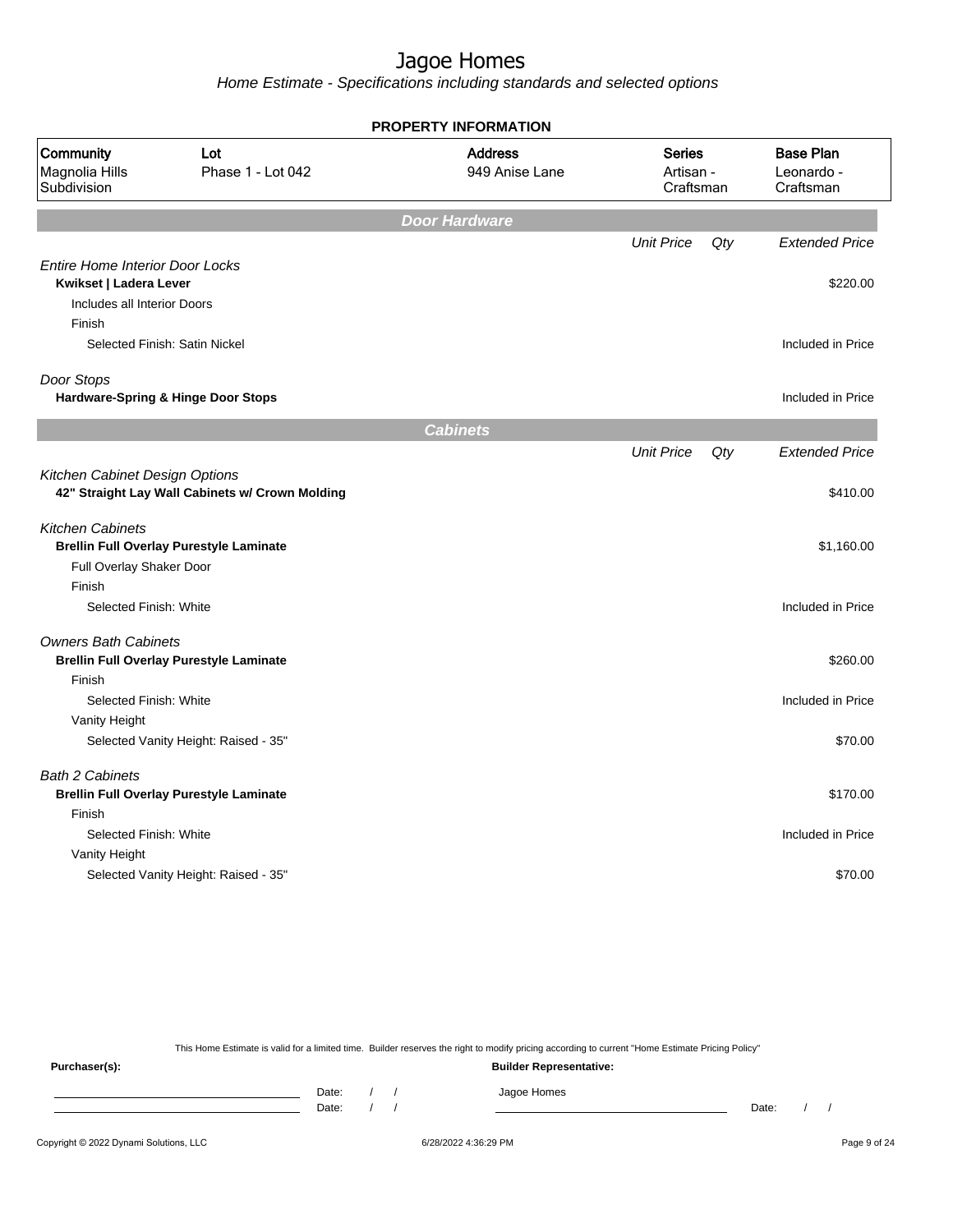# Jagoe Homes

*Home Estimate - Specifications including standards and selected options*

**PROPERTY INFORMATION**

| Community | Lot | Address | Series | Base Plan |
|---|---|---|---|---|
| Magnolia Hills Subdivision | Phase 1 - Lot 042 | 949 Anise Lane | Artisan - Craftsman | Leonardo - Craftsman |

## Door Hardware

| | Unit Price | Qty | Extended Price |
|---|---|---|---|
| *Entire Home Interior Door Locks* | | | |
| **Kwikset \| Ladera Lever** | | | $220.00 |
| Includes all Interior Doors | | | |
| Finish | | | |
| Selected Finish: Satin Nickel | | | Included in Price |
| *Door Stops* | | | |
| **Hardware-Spring & Hinge Door Stops** | | | Included in Price |

## Cabinets

| | Unit Price | Qty | Extended Price |
|---|---|---|---|
| *Kitchen Cabinet Design Options* | | | |
| **42" Straight Lay Wall Cabinets w/ Crown Molding** | | | $410.00 |
| *Kitchen Cabinets* | | | |
| **Brellin Full Overlay Purestyle Laminate** | | | $1,160.00 |
| Full Overlay Shaker Door | | | |
| Finish | | | |
| Selected Finish: White | | | Included in Price |
| *Owners Bath Cabinets* | | | |
| **Brellin Full Overlay Purestyle Laminate** | | | $260.00 |
| Finish | | | |
| Selected Finish: White | | | Included in Price |
| Vanity Height | | | |
| Selected Vanity Height: Raised - 35" | | | $70.00 |
| *Bath 2 Cabinets* | | | |
| **Brellin Full Overlay Purestyle Laminate** | | | $170.00 |
| Finish | | | |
| Selected Finish: White | | | Included in Price |
| Vanity Height | | | |
| Selected Vanity Height: Raised - 35" | | | $70.00 |

This Home Estimate is valid for a limited time. Builder reserves the right to modify pricing according to current "Home Estimate Pricing Policy"

**Purchaser(s):** Date: / / Date: / /

**Builder Representative:** Jagoe Homes Date: / /

Copyright © 2022 Dynami Solutions, LLC 6/28/2022 4:36:29 PM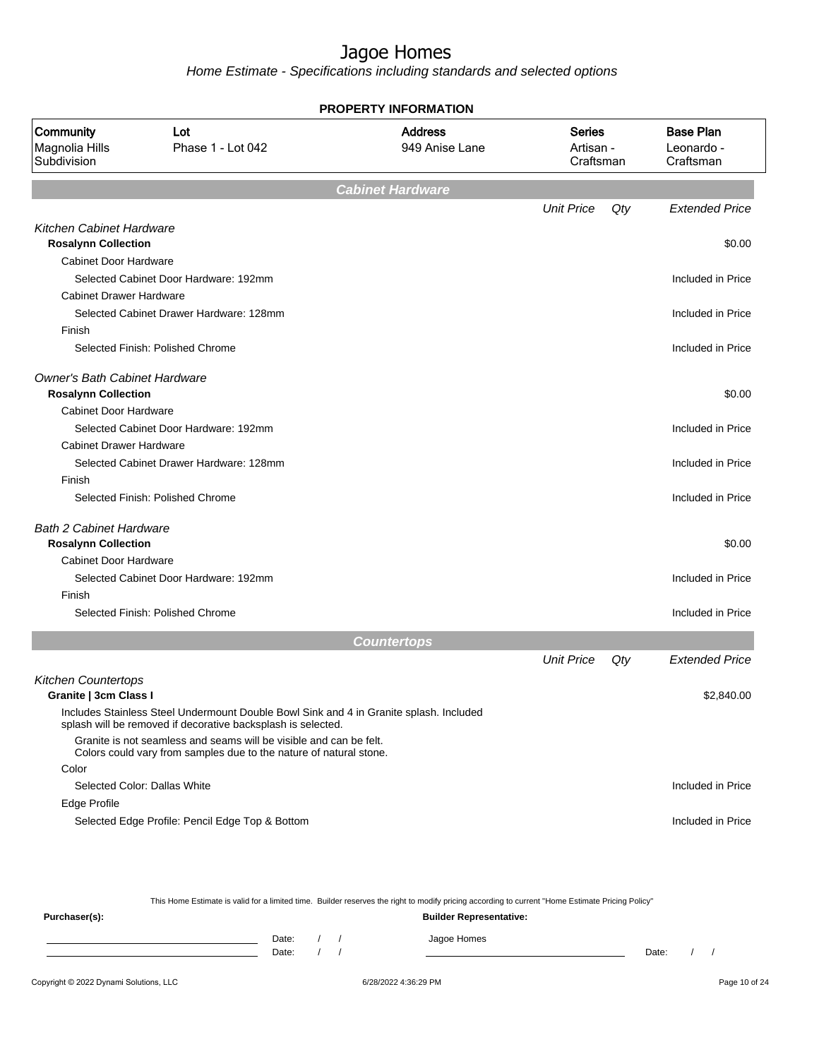# Jagoe Homes

*Home Estimate - Specifications including standards and selected options*

## PROPERTY INFORMATION

| Community | Lot | Address | Series | Base Plan |
|---|---|---|---|---|
| Magnolia Hills Subdivision | Phase 1 - Lot 042 | 949 Anise Lane | Artisan - Craftsman | Leonardo - Craftsman |

## Cabinet Hardware

| | Unit Price | Qty | Extended Price |
|---|---|---|---|
| *Kitchen Cabinet Hardware* | | | |
| **Rosalynn Collection** | | | $0.00 |
| Cabinet Door Hardware | | | |
| Selected Cabinet Door Hardware: 192mm | | | Included in Price |
| Cabinet Drawer Hardware | | | |
| Selected Cabinet Drawer Hardware: 128mm | | | Included in Price |
| Finish | | | |
| Selected Finish: Polished Chrome | | | Included in Price |
| *Owner's Bath Cabinet Hardware* | | | |
| **Rosalynn Collection** | | | $0.00 |
| Cabinet Door Hardware | | | |
| Selected Cabinet Door Hardware: 192mm | | | Included in Price |
| Cabinet Drawer Hardware | | | |
| Selected Cabinet Drawer Hardware: 128mm | | | Included in Price |
| Finish | | | |
| Selected Finish: Polished Chrome | | | Included in Price |
| *Bath 2 Cabinet Hardware* | | | |
| **Rosalynn Collection** | | | $0.00 |
| Cabinet Door Hardware | | | |
| Selected Cabinet Door Hardware: 192mm | | | Included in Price |
| Finish | | | |
| Selected Finish: Polished Chrome | | | Included in Price |

## Countertops

| | Unit Price | Qty | Extended Price |
|---|---|---|---|
| *Kitchen Countertops* | | | |
| **Granite \| 3cm Class I** | | | $2,840.00 |
| Includes Stainless Steel Undermount Double Bowl Sink and 4 in Granite splash. Included splash will be removed if decorative backsplash is selected. | | | |
| Granite is not seamless and seams will be visible and can be felt. Colors could vary from samples due to the nature of natural stone. | | | |
| Color | | | |
| Selected Color: Dallas White | | | Included in Price |
| Edge Profile | | | |
| Selected Edge Profile: Pencil Edge Top & Bottom | | | Included in Price |

This Home Estimate is valid for a limited time. Builder reserves the right to modify pricing according to current "Home Estimate Pricing Policy"

**Purchaser(s):** Date: / / Date: / /

**Builder Representative:** Jagoe Homes Date: / /

Copyright © 2022 Dynami Solutions, LLC 6/28/2022 4:36:29 PM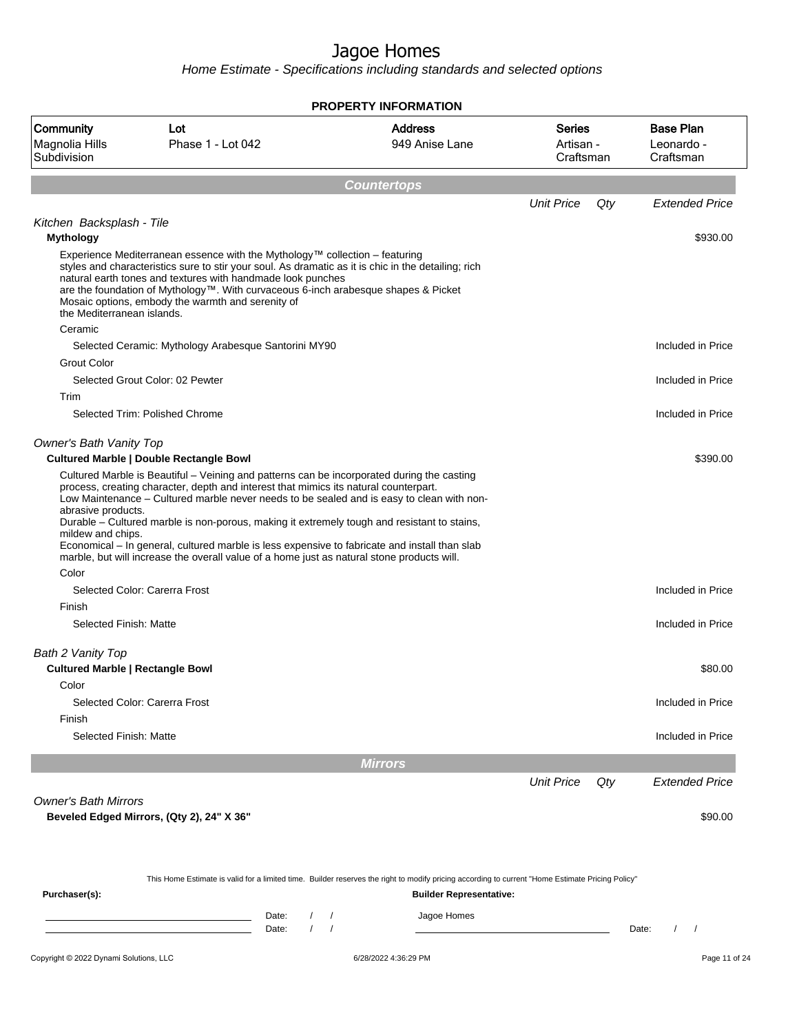# Jagoe Homes

*Home Estimate - Specifications including standards and selected options*

**PROPERTY INFORMATION**

| Community | Lot | Address | Series | Base Plan |
|---|---|---|---|---|
| Magnolia Hills Subdivision | Phase 1 - Lot 042 | 949 Anise Lane | Artisan - Craftsman | Leonardo - Craftsman |

## Countertops

| | Unit Price | Qty | Extended Price |
|---|---|---|---|
| *Kitchen Backsplash - Tile* | | | |
| **Mythology** | | | $930.00 |
| Experience Mediterranean essence with the Mythology™ collection – featuring styles and characteristics sure to stir your soul. As dramatic as it is chic in the detailing; rich natural earth tones and textures with handmade look punches are the foundation of Mythology™. With curvaceous 6-inch arabesque shapes & Picket Mosaic options, embody the warmth and serenity of the Mediterranean islands. | | | |
| Ceramic | | | |
| Selected Ceramic: Mythology Arabesque Santorini MY90 | | | Included in Price |
| Grout Color | | | |
| Selected Grout Color: 02 Pewter | | | Included in Price |
| Trim | | | |
| Selected Trim: Polished Chrome | | | Included in Price |
| *Owner's Bath Vanity Top* | | | |
| **Cultured Marble \| Double Rectangle Bowl** | | | $390.00 |
| Cultured Marble is Beautiful – Veining and patterns can be incorporated during the casting process, creating character, depth and interest that mimics its natural counterpart. Low Maintenance – Cultured marble never needs to be sealed and is easy to clean with non-abrasive products. Durable – Cultured marble is non-porous, making it extremely tough and resistant to stains, mildew and chips. Economical – In general, cultured marble is less expensive to fabricate and install than slab marble, but will increase the overall value of a home just as natural stone products will. | | | |
| Color | | | |
| Selected Color: Carerra Frost | | | Included in Price |
| Finish | | | |
| Selected Finish: Matte | | | Included in Price |
| *Bath 2 Vanity Top* | | | |
| **Cultured Marble \| Rectangle Bowl** | | | $80.00 |
| Color | | | |
| Selected Color: Carerra Frost | | | Included in Price |
| Finish | | | |
| Selected Finish: Matte | | | Included in Price |

## Mirrors

| | Unit Price | Qty | Extended Price |
|---|---|---|---|
| *Owner's Bath Mirrors* | | | |
| **Beveled Edged Mirrors, (Qty 2), 24" X 36"** | | | $90.00 |

This Home Estimate is valid for a limited time. Builder reserves the right to modify pricing according to current "Home Estimate Pricing Policy"

**Purchaser(s):**

Date: / /
Date: / /

**Builder Representative:**

Jagoe Homes

Date: / /

Copyright © 2022 Dynami Solutions, LLC — 6/28/2022 4:36:29 PM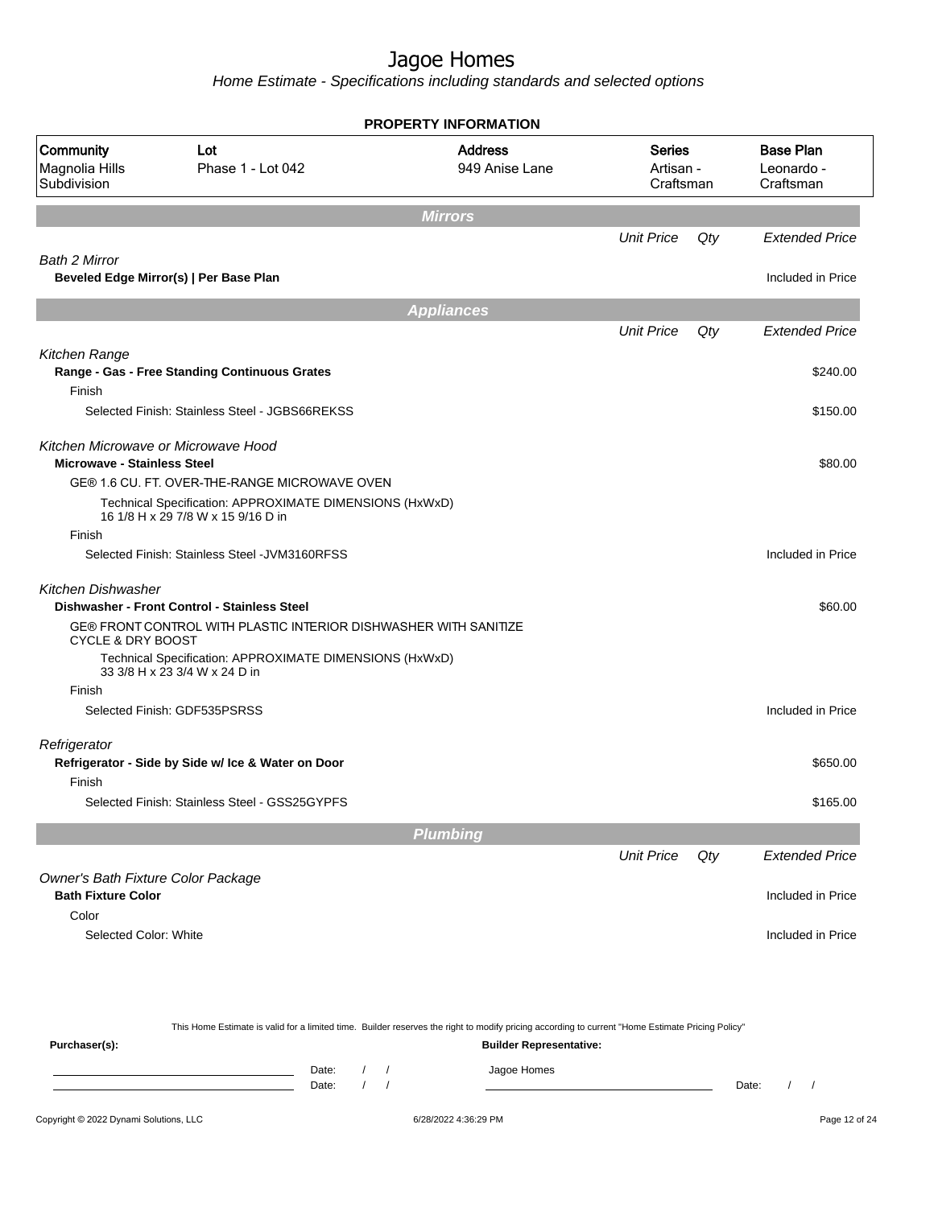# Jagoe Homes

*Home Estimate - Specifications including standards and selected options*

**PROPERTY INFORMATION**

| Community | Lot | Address | Series | Base Plan |
|---|---|---|---|---|
| Magnolia Hills Subdivision | Phase 1 - Lot 042 | 949 Anise Lane | Artisan - Craftsman | Leonardo - Craftsman |

## Mirrors

| | Unit Price | Qty | Extended Price |
|---|---|---|---|
| *Bath 2 Mirror* | | | |
| **Beveled Edge Mirror(s) \| Per Base Plan** | | | Included in Price |

## Appliances

| | Unit Price | Qty | Extended Price |
|---|---|---|---|
| *Kitchen Range* | | | |
| **Range - Gas - Free Standing Continuous Grates** | | | $240.00 |
| Finish | | | |
| Selected Finish: Stainless Steel - JGBS66REKSS | | | $150.00 |
| *Kitchen Microwave or Microwave Hood* | | | |
| **Microwave - Stainless Steel** | | | $80.00 |
| GE® 1.6 CU. FT. OVER-THE-RANGE MICROWAVE OVEN | | | |
| Technical Specification: APPROXIMATE DIMENSIONS (HxWxD) 16 1/8 H x 29 7/8 W x 15 9/16 D in | | | |
| Finish | | | |
| Selected Finish: Stainless Steel -JVM3160RFSS | | | Included in Price |
| *Kitchen Dishwasher* | | | |
| **Dishwasher - Front Control - Stainless Steel** | | | $60.00 |
| GE® FRONT CONTROL WITH PLASTIC INTERIOR DISHWASHER WITH SANITIZE CYCLE & DRY BOOST | | | |
| Technical Specification: APPROXIMATE DIMENSIONS (HxWxD) 33 3/8 H x 23 3/4 W x 24 D in | | | |
| Finish | | | |
| Selected Finish: GDF535PSRSS | | | Included in Price |
| *Refrigerator* | | | |
| **Refrigerator - Side by Side w/ Ice & Water on Door** | | | $650.00 |
| Finish | | | |
| Selected Finish: Stainless Steel - GSS25GYPFS | | | $165.00 |

## Plumbing

| | Unit Price | Qty | Extended Price |
|---|---|---|---|
| *Owner's Bath Fixture Color Package* | | | |
| **Bath Fixture Color** | | | Included in Price |
| Color | | | |
| Selected Color: White | | | Included in Price |

This Home Estimate is valid for a limited time. Builder reserves the right to modify pricing according to current "Home Estimate Pricing Policy"

**Purchaser(s):** **Builder Representative:**

\_\_\_\_\_\_\_\_\_\_\_\_\_\_\_\_\_\_\_\_ Date: / / Jagoe Homes

\_\_\_\_\_\_\_\_\_\_\_\_\_\_\_\_\_\_\_\_ Date: / / \_\_\_\_\_\_\_\_\_\_\_\_\_\_\_\_\_\_\_\_ Date: / /

Copyright © 2022 Dynami Solutions, LLC 6/28/2022 4:36:29 PM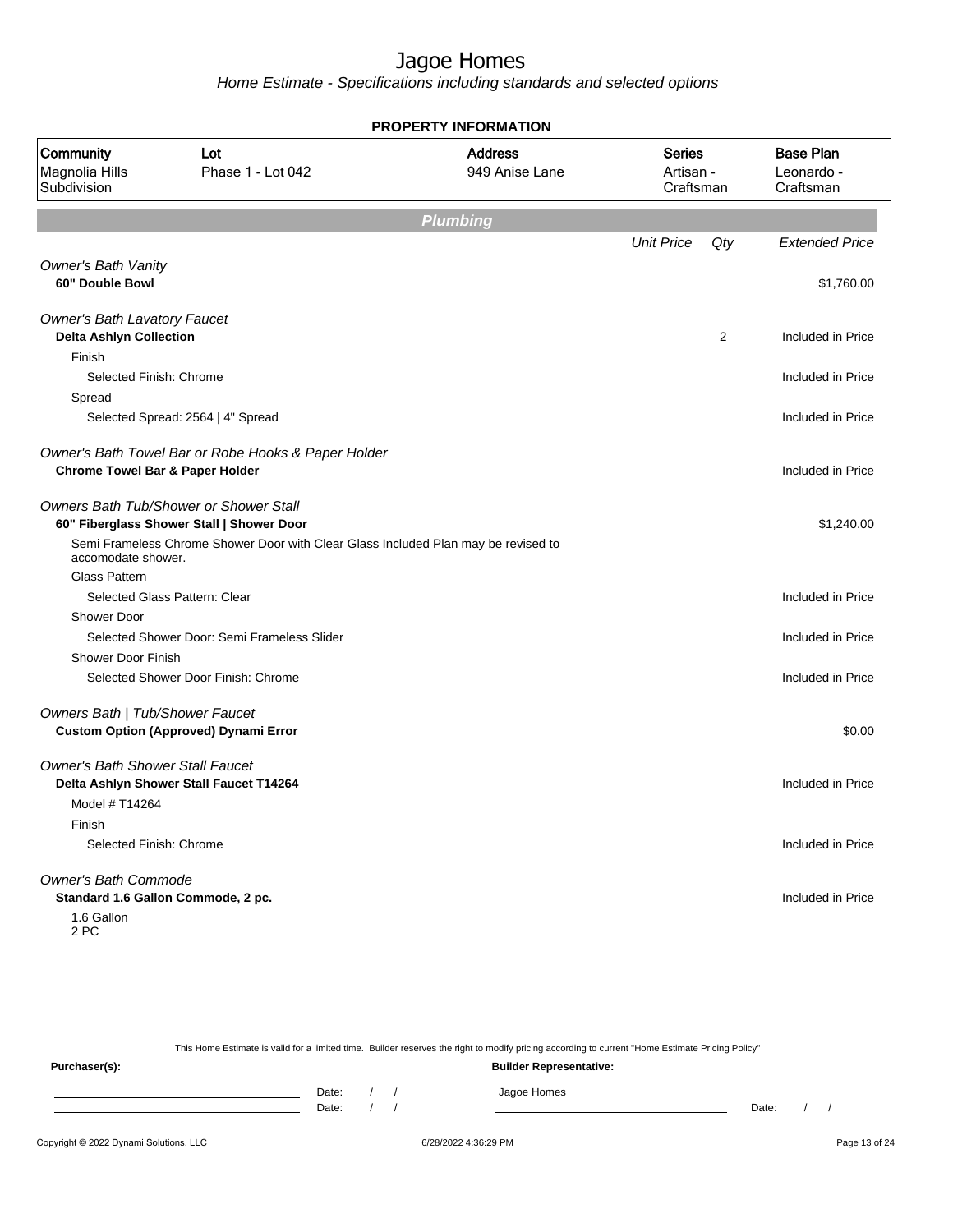# Jagoe Homes

*Home Estimate - Specifications including standards and selected options*

**PROPERTY INFORMATION**

| Community | Lot | Address | Series | Base Plan |
|---|---|---|---|---|
| Magnolia Hills Subdivision | Phase 1 - Lot 042 | 949 Anise Lane | Artisan - Craftsman | Leonardo - Craftsman |

## Plumbing

| | Unit Price | Qty | Extended Price |
|---|---|---|---|
| *Owner's Bath Vanity* | | | |
| **60" Double Bowl** | | | $1,760.00 |
| *Owner's Bath Lavatory Faucet* | | | |
| **Delta Ashlyn Collection** | | 2 | Included in Price |
| Finish | | | |
| Selected Finish: Chrome | | | Included in Price |
| Spread | | | |
| Selected Spread: 2564 \| 4" Spread | | | Included in Price |
| *Owner's Bath Towel Bar or Robe Hooks & Paper Holder* | | | |
| **Chrome Towel Bar & Paper Holder** | | | Included in Price |
| *Owners Bath Tub/Shower or Shower Stall* | | | |
| **60" Fiberglass Shower Stall \| Shower Door** | | | $1,240.00 |
| Semi Frameless Chrome Shower Door with Clear Glass Included Plan may be revised to accomodate shower. | | | |
| Glass Pattern | | | |
| Selected Glass Pattern: Clear | | | Included in Price |
| Shower Door | | | |
| Selected Shower Door: Semi Frameless Slider | | | Included in Price |
| Shower Door Finish | | | |
| Selected Shower Door Finish: Chrome | | | Included in Price |
| *Owners Bath \| Tub/Shower Faucet* | | | |
| **Custom Option (Approved) Dynami Error** | | | $0.00 |
| *Owner's Bath Shower Stall Faucet* | | | |
| **Delta Ashlyn Shower Stall Faucet T14264** | | | Included in Price |
| Model # T14264 | | | |
| Finish | | | |
| Selected Finish: Chrome | | | Included in Price |
| *Owner's Bath Commode* | | | |
| **Standard 1.6 Gallon Commode, 2 pc.** | | | Included in Price |
| 1.6 Gallon<br>2 PC | | | |

This Home Estimate is valid for a limited time. Builder reserves the right to modify pricing according to current "Home Estimate Pricing Policy"

**Purchaser(s):** **Builder Representative:**

Date: / /    Jagoe Homes

Date: / /    Date: / /

Copyright © 2022 Dynami Solutions, LLC    6/28/2022 4:36:29 PM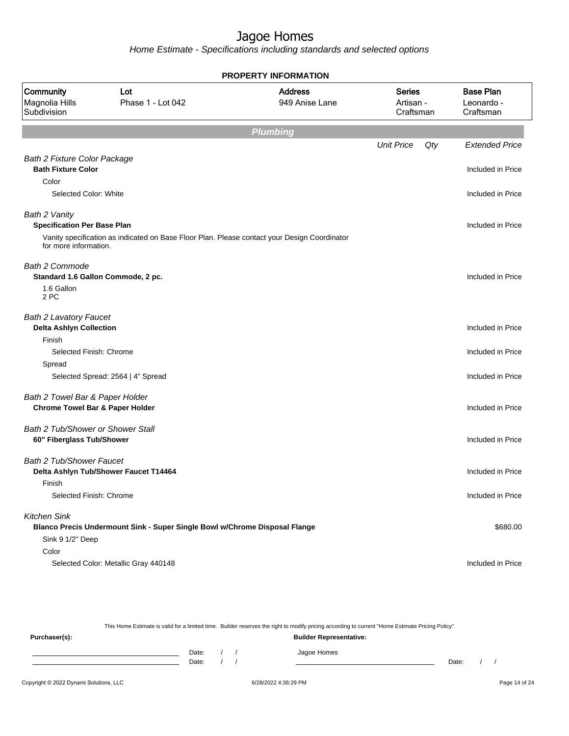# Jagoe Homes

*Home Estimate - Specifications including standards and selected options*

**PROPERTY INFORMATION**

| Community | Lot | Address | Series | Base Plan |
|---|---|---|---|---|
| Magnolia Hills Subdivision | Phase 1 - Lot 042 | 949 Anise Lane | Artisan - Craftsman | Leonardo - Craftsman |

## Plumbing

| | Unit Price | Qty | Extended Price |
|---|---|---|---|
| *Bath 2 Fixture Color Package* | | | |
| **Bath Fixture Color** | | | Included in Price |
| Color | | | |
| Selected Color: White | | | Included in Price |
| *Bath 2 Vanity* | | | |
| **Specification Per Base Plan** | | | Included in Price |
| Vanity specification as indicated on Base Floor Plan. Please contact your Design Coordinator for more information. | | | |
| *Bath 2 Commode* | | | |
| **Standard 1.6 Gallon Commode, 2 pc.** | | | Included in Price |
| 1.6 Gallon<br>2 PC | | | |
| *Bath 2 Lavatory Faucet* | | | |
| **Delta Ashlyn Collection** | | | Included in Price |
| Finish | | | |
| Selected Finish: Chrome | | | Included in Price |
| Spread | | | |
| Selected Spread: 2564 \| 4" Spread | | | Included in Price |
| *Bath 2 Towel Bar & Paper Holder* | | | |
| **Chrome Towel Bar & Paper Holder** | | | Included in Price |
| *Bath 2 Tub/Shower or Shower Stall* | | | |
| **60" Fiberglass Tub/Shower** | | | Included in Price |
| *Bath 2 Tub/Shower Faucet* | | | |
| **Delta Ashlyn Tub/Shower Faucet T14464** | | | Included in Price |
| Finish | | | |
| Selected Finish: Chrome | | | Included in Price |
| *Kitchen Sink* | | | |
| **Blanco Precis Undermount Sink - Super Single Bowl w/Chrome Disposal Flange** | | | $680.00 |
| Sink 9 1/2" Deep | | | |
| Color | | | |
| Selected Color: Metallic Gray 440148 | | | Included in Price |

This Home Estimate is valid for a limited time. Builder reserves the right to modify pricing according to current "Home Estimate Pricing Policy"

**Purchaser(s):** Date: / / Date: / /

**Builder Representative:** Jagoe Homes Date: / /

Copyright © 2022 Dynami Solutions, LLC 6/28/2022 4:36:29 PM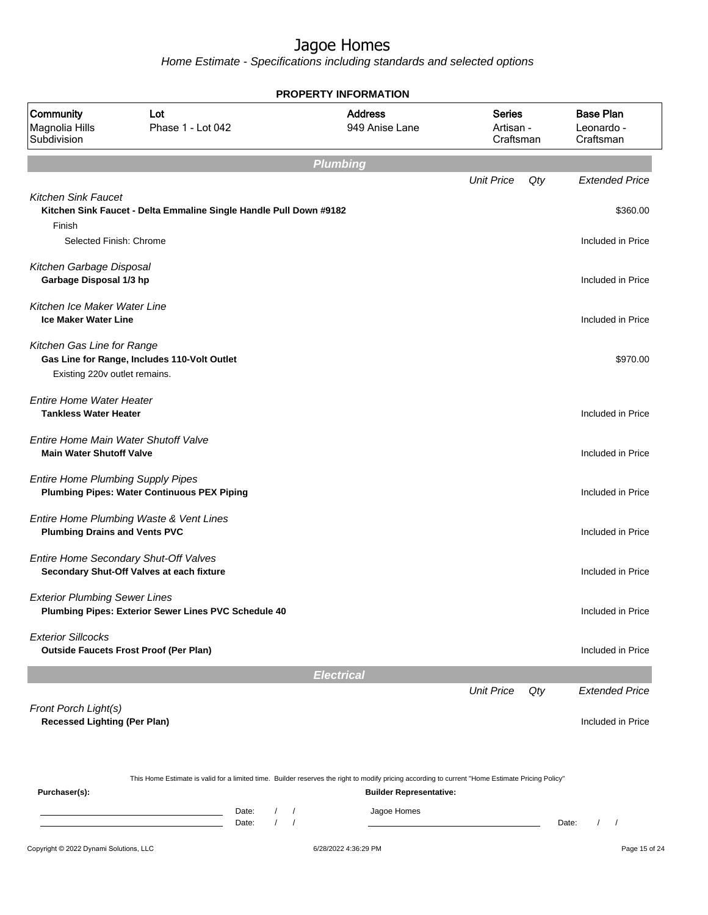# Jagoe Homes

*Home Estimate - Specifications including standards and selected options*

**PROPERTY INFORMATION**

| Community | Lot | Address | Series | Base Plan |
|---|---|---|---|---|
| Magnolia Hills Subdivision | Phase 1 - Lot 042 | 949 Anise Lane | Artisan - Craftsman | Leonardo - Craftsman |

## Plumbing

| | Unit Price | Qty | Extended Price |
|---|---|---|---|
| *Kitchen Sink Faucet* | | | |
| **Kitchen Sink Faucet - Delta Emmaline Single Handle Pull Down #9182** | | | $360.00 |
| Finish | | | |
| Selected Finish: Chrome | | | Included in Price |
| *Kitchen Garbage Disposal* | | | |
| **Garbage Disposal 1/3 hp** | | | Included in Price |
| *Kitchen Ice Maker Water Line* | | | |
| **Ice Maker Water Line** | | | Included in Price |
| *Kitchen Gas Line for Range* | | | |
| **Gas Line for Range, Includes 110-Volt Outlet** | | | $970.00 |
| Existing 220v outlet remains. | | | |
| *Entire Home Water Heater* | | | |
| **Tankless Water Heater** | | | Included in Price |
| *Entire Home Main Water Shutoff Valve* | | | |
| **Main Water Shutoff Valve** | | | Included in Price |
| *Entire Home Plumbing Supply Pipes* | | | |
| **Plumbing Pipes: Water Continuous PEX Piping** | | | Included in Price |
| *Entire Home Plumbing Waste & Vent Lines* | | | |
| **Plumbing Drains and Vents PVC** | | | Included in Price |
| *Entire Home Secondary Shut-Off Valves* | | | |
| **Secondary Shut-Off Valves at each fixture** | | | Included in Price |
| *Exterior Plumbing Sewer Lines* | | | |
| **Plumbing Pipes: Exterior Sewer Lines PVC Schedule 40** | | | Included in Price |
| *Exterior Sillcocks* | | | |
| **Outside Faucets Frost Proof (Per Plan)** | | | Included in Price |

## Electrical

| | Unit Price | Qty | Extended Price |
|---|---|---|---|
| *Front Porch Light(s)* | | | |
| **Recessed Lighting (Per Plan)** | | | Included in Price |

This Home Estimate is valid for a limited time. Builder reserves the right to modify pricing according to current "Home Estimate Pricing Policy"

**Purchaser(s):** Date: / / Date: / /

**Builder Representative:** Jagoe Homes Date: / /

Copyright © 2022 Dynami Solutions, LLC 6/28/2022 4:36:29 PM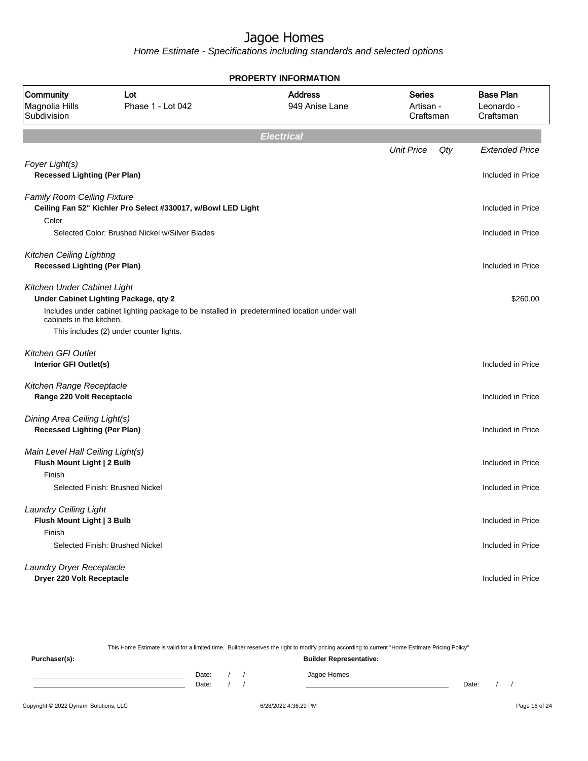# Jagoe Homes

*Home Estimate - Specifications including standards and selected options*

**PROPERTY INFORMATION**

| Community | Lot | Address | Series | Base Plan |
|---|---|---|---|---|
| Magnolia Hills Subdivision | Phase 1 - Lot 042 | 949 Anise Lane | Artisan - Craftsman | Leonardo - Craftsman |

## Electrical

| | Unit Price | Qty | Extended Price |
|---|---|---|---|
| *Foyer Light(s)* | | | |
| **Recessed Lighting (Per Plan)** | | | Included in Price |
| *Family Room Ceiling Fixture* | | | |
| **Ceiling Fan 52" Kichler Pro Select #330017, w/Bowl LED Light** | | | Included in Price |
| Color | | | |
| Selected Color: Brushed Nickel w/Silver Blades | | | Included in Price |
| *Kitchen Ceiling Lighting* | | | |
| **Recessed Lighting (Per Plan)** | | | Included in Price |
| *Kitchen Under Cabinet Light* | | | |
| **Under Cabinet Lighting Package, qty 2** | | | $260.00 |
| Includes under cabinet lighting package to be installed in predetermined location under wall cabinets in the kitchen. This includes (2) under counter lights. | | | |
| *Kitchen GFI Outlet* | | | |
| **Interior GFI Outlet(s)** | | | Included in Price |
| *Kitchen Range Receptacle* | | | |
| **Range 220 Volt Receptacle** | | | Included in Price |
| *Dining Area Ceiling Light(s)* | | | |
| **Recessed Lighting (Per Plan)** | | | Included in Price |
| *Main Level Hall Ceiling Light(s)* | | | |
| **Flush Mount Light \| 2 Bulb** | | | Included in Price |
| Finish | | | |
| Selected Finish: Brushed Nickel | | | Included in Price |
| *Laundry Ceiling Light* | | | |
| **Flush Mount Light \| 3 Bulb** | | | Included in Price |
| Finish | | | |
| Selected Finish: Brushed Nickel | | | Included in Price |
| *Laundry Dryer Receptacle* | | | |
| **Dryer 220 Volt Receptacle** | | | Included in Price |

This Home Estimate is valid for a limited time. Builder reserves the right to modify pricing according to current "Home Estimate Pricing Policy"

**Purchaser(s):** Date: / / Date: / /

**Builder Representative:** Jagoe Homes Date: / /

Copyright © 2022 Dynami Solutions, LLC 6/28/2022 4:36:29 PM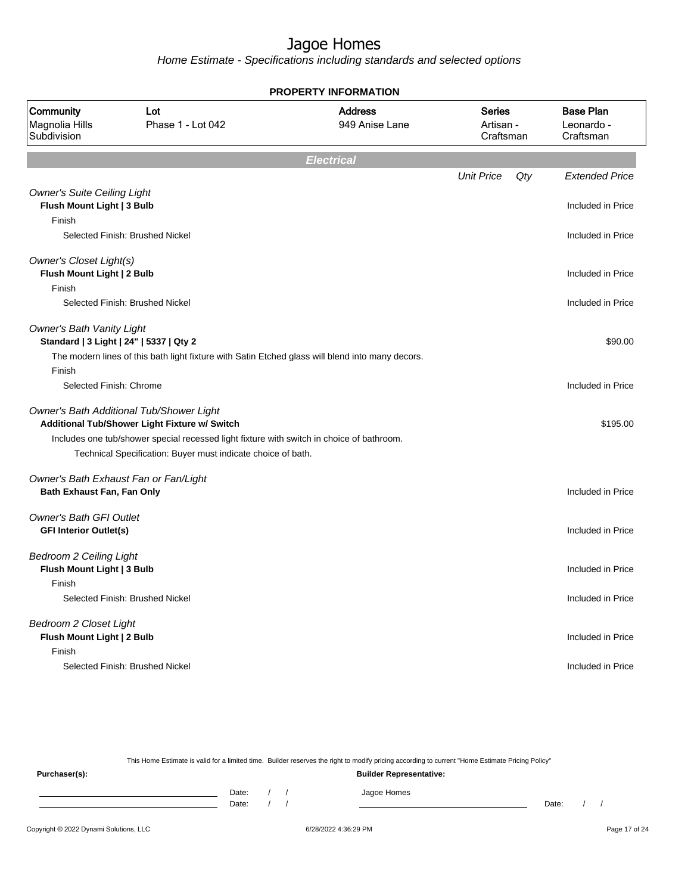# Jagoe Homes

*Home Estimate - Specifications including standards and selected options*

**PROPERTY INFORMATION**

| Community | Lot | Address | Series | Base Plan |
|---|---|---|---|---|
| Magnolia Hills Subdivision | Phase 1 - Lot 042 | 949 Anise Lane | Artisan - Craftsman | Leonardo - Craftsman |

## Electrical

| | Unit Price | Qty | Extended Price |
|---|---|---|---|
| *Owner's Suite Ceiling Light* | | | |
| **Flush Mount Light \| 3 Bulb** | | | Included in Price |
| Finish | | | |
| Selected Finish: Brushed Nickel | | | Included in Price |
| *Owner's Closet Light(s)* | | | |
| **Flush Mount Light \| 2 Bulb** | | | Included in Price |
| Finish | | | |
| Selected Finish: Brushed Nickel | | | Included in Price |
| *Owner's Bath Vanity Light* | | | |
| **Standard \| 3 Light \| 24" \| 5337 \| Qty 2** | | | $90.00 |
| The modern lines of this bath light fixture with Satin Etched glass will blend into many decors. | | | |
| Finish | | | |
| Selected Finish: Chrome | | | Included in Price |
| *Owner's Bath Additional Tub/Shower Light* | | | |
| **Additional Tub/Shower Light Fixture w/ Switch** | | | $195.00 |
| Includes one tub/shower special recessed light fixture with switch in choice of bathroom. | | | |
| Technical Specification: Buyer must indicate choice of bath. | | | |
| *Owner's Bath Exhaust Fan or Fan/Light* | | | |
| **Bath Exhaust Fan, Fan Only** | | | Included in Price |
| *Owner's Bath GFI Outlet* | | | |
| **GFI Interior Outlet(s)** | | | Included in Price |
| *Bedroom 2 Ceiling Light* | | | |
| **Flush Mount Light \| 3 Bulb** | | | Included in Price |
| Finish | | | |
| Selected Finish: Brushed Nickel | | | Included in Price |
| *Bedroom 2 Closet Light* | | | |
| **Flush Mount Light \| 2 Bulb** | | | Included in Price |
| Finish | | | |
| Selected Finish: Brushed Nickel | | | Included in Price |

This Home Estimate is valid for a limited time. Builder reserves the right to modify pricing according to current "Home Estimate Pricing Policy"

**Purchaser(s):**

Date: / /

Date: / /

**Builder Representative:**

Jagoe Homes

Date: / /

Copyright © 2022 Dynami Solutions, LLC

6/28/2022 4:36:29 PM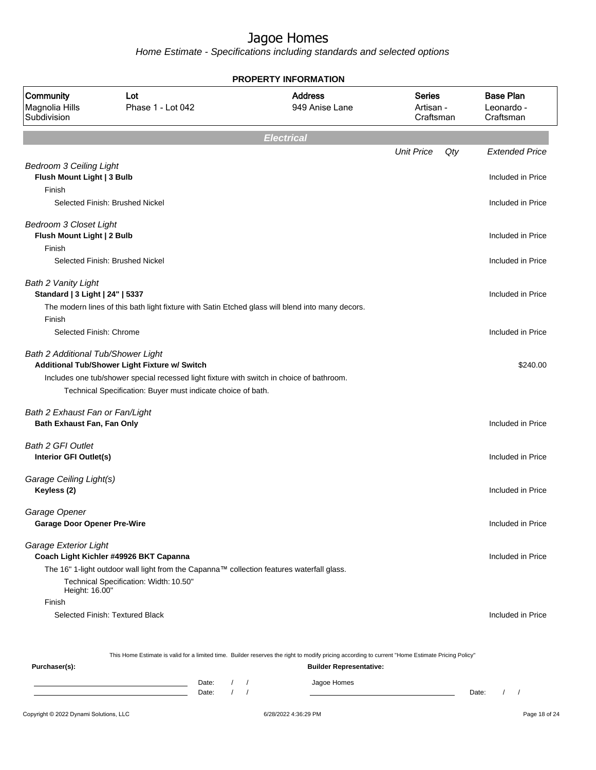# Jagoe Homes

*Home Estimate - Specifications including standards and selected options*

**PROPERTY INFORMATION**

| Community | Lot | Address | Series | Base Plan |
|---|---|---|---|---|
| Magnolia Hills Subdivision | Phase 1 - Lot 042 | 949 Anise Lane | Artisan - Craftsman | Leonardo - Craftsman |

## Electrical

| | Unit Price | Qty | Extended Price |
|---|---|---|---|
| *Bedroom 3 Ceiling Light* | | | |
| **Flush Mount Light \| 3 Bulb** | | | Included in Price |
| Finish | | | |
| Selected Finish: Brushed Nickel | | | Included in Price |
| *Bedroom 3 Closet Light* | | | |
| **Flush Mount Light \| 2 Bulb** | | | Included in Price |
| Finish | | | |
| Selected Finish: Brushed Nickel | | | Included in Price |
| *Bath 2 Vanity Light* | | | |
| **Standard \| 3 Light \| 24" \| 5337** | | | Included in Price |
| The modern lines of this bath light fixture with Satin Etched glass will blend into many decors. | | | |
| Finish | | | |
| Selected Finish: Chrome | | | Included in Price |
| *Bath 2 Additional Tub/Shower Light* | | | |
| **Additional Tub/Shower Light Fixture w/ Switch** | | | $240.00 |
| Includes one tub/shower special recessed light fixture with switch in choice of bathroom. | | | |
| Technical Specification: Buyer must indicate choice of bath. | | | |
| *Bath 2 Exhaust Fan or Fan/Light* | | | |
| **Bath Exhaust Fan, Fan Only** | | | Included in Price |
| *Bath 2 GFI Outlet* | | | |
| **Interior GFI Outlet(s)** | | | Included in Price |
| *Garage Ceiling Light(s)* | | | |
| **Keyless (2)** | | | Included in Price |
| *Garage Opener* | | | |
| **Garage Door Opener Pre-Wire** | | | Included in Price |
| *Garage Exterior Light* | | | |
| **Coach Light Kichler #49926 BKT Capanna** | | | Included in Price |
| The 16" 1-light outdoor wall light from the Capanna™ collection features waterfall glass. | | | |
| Technical Specification: Width: 10.50" Height: 16.00" | | | |
| Finish | | | |
| Selected Finish: Textured Black | | | Included in Price |

This Home Estimate is valid for a limited time. Builder reserves the right to modify pricing according to current "Home Estimate Pricing Policy"

**Purchaser(s):** ______________________ Date: / / 
______________________ Date: / /

**Builder Representative:** Jagoe Homes ______________________ Date: / /

Copyright © 2022 Dynami Solutions, LLC — 6/28/2022 4:36:29 PM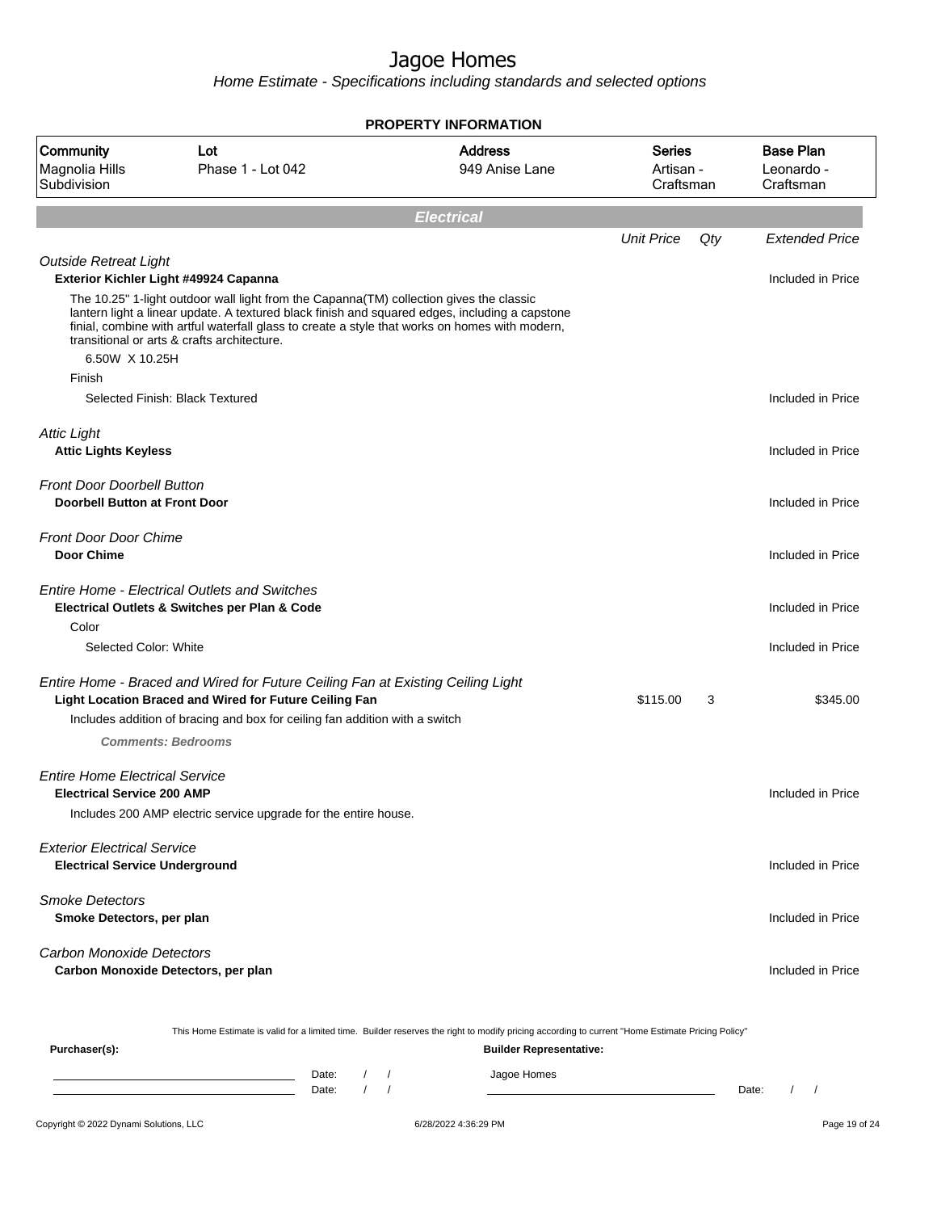# Jagoe Homes

*Home Estimate - Specifications including standards and selected options*

**PROPERTY INFORMATION**

| Community | Lot | Address | Series | Base Plan |
|---|---|---|---|---|
| Magnolia Hills Subdivision | Phase 1 - Lot 042 | 949 Anise Lane | Artisan - Craftsman | Leonardo - Craftsman |

## Electrical

| | Unit Price | Qty | Extended Price |
|---|---|---|---|
| *Outside Retreat Light* | | | |
| **Exterior Kichler Light #49924 Capanna** | | | Included in Price |
| The 10.25" 1-light outdoor wall light from the Capanna(TM) collection gives the classic lantern light a linear update. A textured black finish and squared edges, including a capstone finial, combine with artful waterfall glass to create a style that works on homes with modern, transitional or arts & crafts architecture. | | | |
| 6.50W X 10.25H | | | |
| Finish | | | |
| Selected Finish: Black Textured | | | Included in Price |
| *Attic Light* | | | |
| **Attic Lights Keyless** | | | Included in Price |
| *Front Door Doorbell Button* | | | |
| **Doorbell Button at Front Door** | | | Included in Price |
| *Front Door Door Chime* | | | |
| **Door Chime** | | | Included in Price |
| *Entire Home - Electrical Outlets and Switches* | | | |
| **Electrical Outlets & Switches per Plan & Code** | | | Included in Price |
| Color | | | |
| Selected Color: White | | | Included in Price |
| *Entire Home - Braced and Wired for Future Ceiling Fan at Existing Ceiling Light* | | | |
| **Light Location Braced and Wired for Future Ceiling Fan** | $115.00 | 3 | $345.00 |
| Includes addition of bracing and box for ceiling fan addition with a switch | | | |
| ***Comments: Bedrooms*** | | | |
| *Entire Home Electrical Service* | | | |
| **Electrical Service 200 AMP** | | | Included in Price |
| Includes 200 AMP electric service upgrade for the entire house. | | | |
| *Exterior Electrical Service* | | | |
| **Electrical Service Underground** | | | Included in Price |
| *Smoke Detectors* | | | |
| **Smoke Detectors, per plan** | | | Included in Price |
| *Carbon Monoxide Detectors* | | | |
| **Carbon Monoxide Detectors, per plan** | | | Included in Price |

This Home Estimate is valid for a limited time. Builder reserves the right to modify pricing according to current "Home Estimate Pricing Policy"

**Purchaser(s):** **Builder Representative:**

Date: / / Jagoe Homes

Date: / / Date: / /

Copyright © 2022 Dynami Solutions, LLC 6/28/2022 4:36:29 PM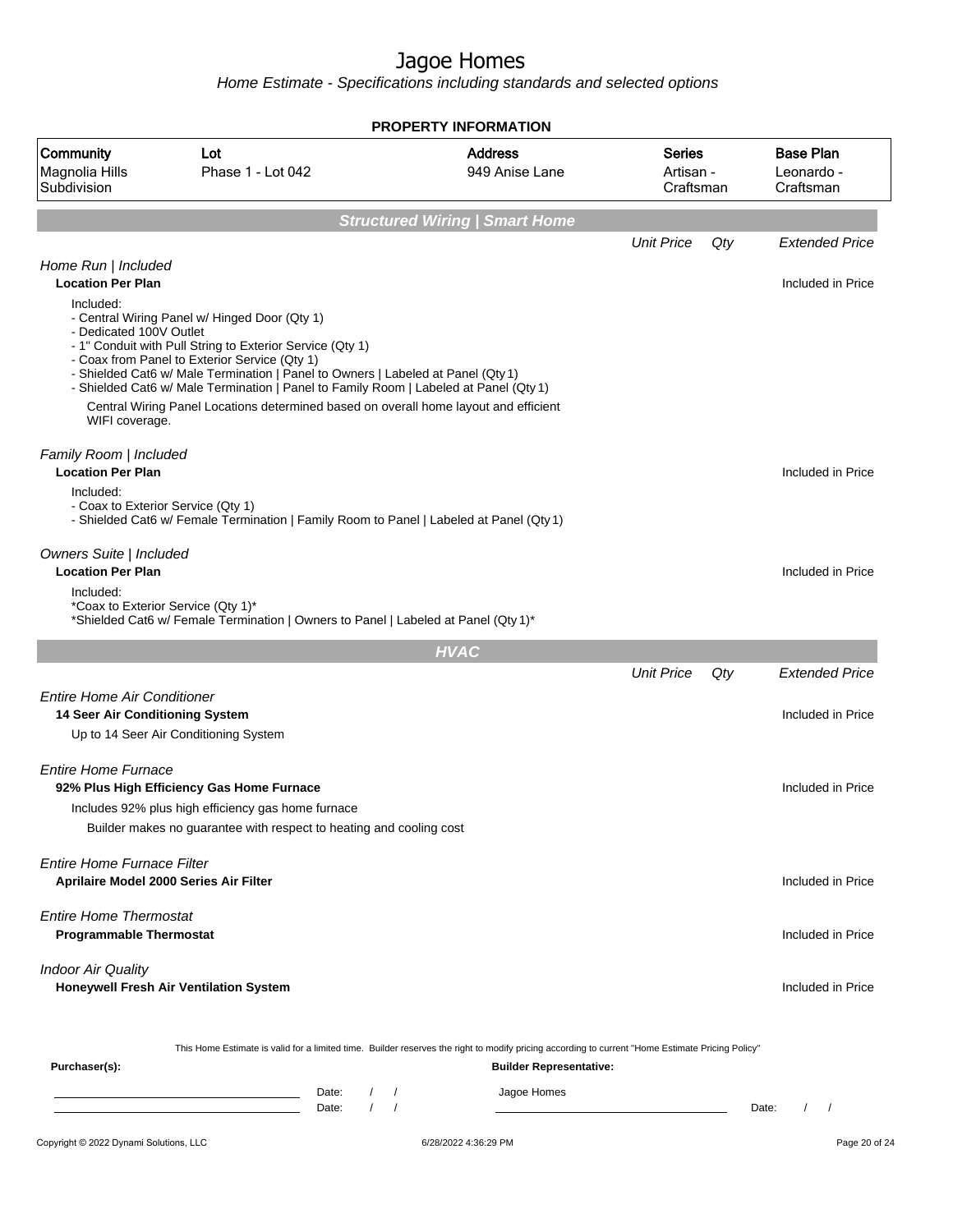# Jagoe Homes

*Home Estimate - Specifications including standards and selected options*

**PROPERTY INFORMATION**

| Community | Lot | Address | Series | Base Plan |
|---|---|---|---|---|
| Magnolia Hills Subdivision | Phase 1 - Lot 042 | 949 Anise Lane | Artisan - Craftsman | Leonardo - Craftsman |

## Structured Wiring | Smart Home

| | Unit Price | Qty | Extended Price |
|---|---|---|---|

*Home Run | Included*

**Location Per Plan** — Included in Price

Included:
- Central Wiring Panel w/ Hinged Door (Qty 1)
- Dedicated 100V Outlet
- 1" Conduit with Pull String to Exterior Service (Qty 1)
- Coax from Panel to Exterior Service (Qty 1)
- Shielded Cat6 w/ Male Termination | Panel to Owners | Labeled at Panel (Qty 1)
- Shielded Cat6 w/ Male Termination | Panel to Family Room | Labeled at Panel (Qty 1)

Central Wiring Panel Locations determined based on overall home layout and efficient WIFI coverage.

*Family Room | Included*

**Location Per Plan** — Included in Price

Included:
- Coax to Exterior Service (Qty 1)
- Shielded Cat6 w/ Female Termination | Family Room to Panel | Labeled at Panel (Qty 1)

*Owners Suite | Included*

**Location Per Plan** — Included in Price

Included:
*Coax to Exterior Service (Qty 1)*
*Shielded Cat6 w/ Female Termination | Owners to Panel | Labeled at Panel (Qty 1)*

## HVAC

| | Unit Price | Qty | Extended Price |
|---|---|---|---|

*Entire Home Air Conditioner*

**14 Seer Air Conditioning System** — Included in Price

Up to 14 Seer Air Conditioning System

*Entire Home Furnace*

**92% Plus High Efficiency Gas Home Furnace** — Included in Price

Includes 92% plus high efficiency gas home furnace

Builder makes no guarantee with respect to heating and cooling cost

*Entire Home Furnace Filter*

**Aprilaire Model 2000 Series Air Filter** — Included in Price

*Entire Home Thermostat*

**Programmable Thermostat** — Included in Price

*Indoor Air Quality*

**Honeywell Fresh Air Ventilation System** — Included in Price

This Home Estimate is valid for a limited time. Builder reserves the right to modify pricing according to current "Home Estimate Pricing Policy"

**Purchaser(s):** ____________________ Date: / /
____________________ Date: / /

**Builder Representative:** Jagoe Homes
____________________ Date: / /

Copyright © 2022 Dynami Solutions, LLC — 6/28/2022 4:36:29 PM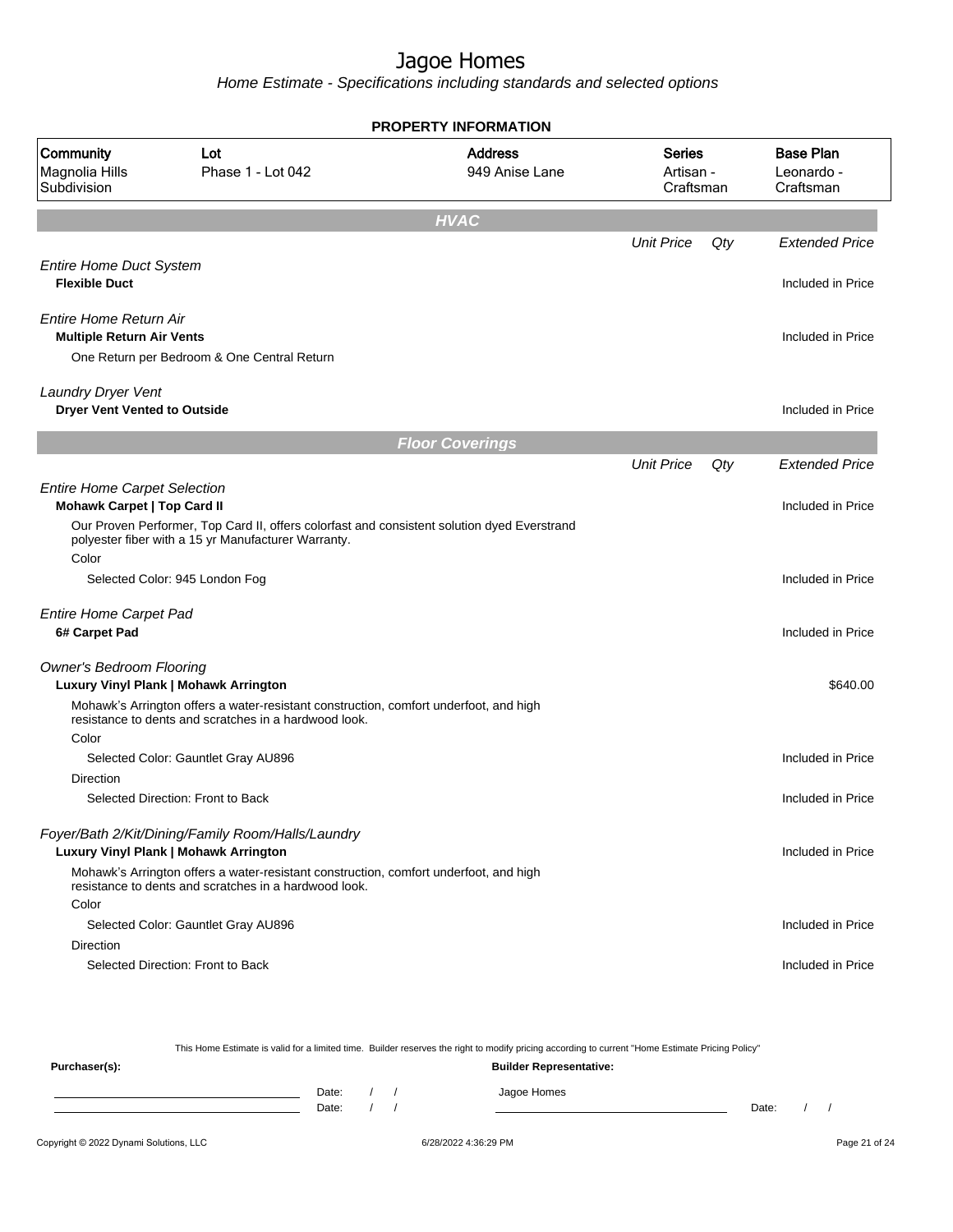# Jagoe Homes

*Home Estimate - Specifications including standards and selected options*

## PROPERTY INFORMATION

| Community | Lot | Address | Series | Base Plan |
|---|---|---|---|---|
| Magnolia Hills Subdivision | Phase 1 - Lot 042 | 949 Anise Lane | Artisan - Craftsman | Leonardo - Craftsman |

## HVAC

| | Unit Price | Qty | Extended Price |
|---|---|---|---|
| *Entire Home Duct System* | | | |
| **Flexible Duct** | | | Included in Price |
| *Entire Home Return Air* | | | |
| **Multiple Return Air Vents** | | | Included in Price |
| One Return per Bedroom & One Central Return | | | |
| *Laundry Dryer Vent* | | | |
| **Dryer Vent Vented to Outside** | | | Included in Price |

## Floor Coverings

| | Unit Price | Qty | Extended Price |
|---|---|---|---|
| *Entire Home Carpet Selection* | | | |
| **Mohawk Carpet \| Top Card II** | | | Included in Price |
| Our Proven Performer, Top Card II, offers colorfast and consistent solution dyed Everstrand polyester fiber with a 15 yr Manufacturer Warranty. | | | |
| Color | | | |
| Selected Color: 945 London Fog | | | Included in Price |
| *Entire Home Carpet Pad* | | | |
| **6# Carpet Pad** | | | Included in Price |
| *Owner's Bedroom Flooring* | | | |
| **Luxury Vinyl Plank \| Mohawk Arrington** | | | $640.00 |
| Mohawk's Arrington offers a water-resistant construction, comfort underfoot, and high resistance to dents and scratches in a hardwood look. | | | |
| Color | | | |
| Selected Color: Gauntlet Gray AU896 | | | Included in Price |
| Direction | | | |
| Selected Direction: Front to Back | | | Included in Price |
| *Foyer/Bath 2/Kit/Dining/Family Room/Halls/Laundry* | | | |
| **Luxury Vinyl Plank \| Mohawk Arrington** | | | Included in Price |
| Mohawk's Arrington offers a water-resistant construction, comfort underfoot, and high resistance to dents and scratches in a hardwood look. | | | |
| Color | | | |
| Selected Color: Gauntlet Gray AU896 | | | Included in Price |
| Direction | | | |
| Selected Direction: Front to Back | | | Included in Price |

This Home Estimate is valid for a limited time. Builder reserves the right to modify pricing according to current "Home Estimate Pricing Policy"

**Purchaser(s):** **Builder Representative:**

Date: / / Jagoe Homes
Date: / / Date: / /

Copyright © 2022 Dynami Solutions, LLC 6/28/2022 4:36:29 PM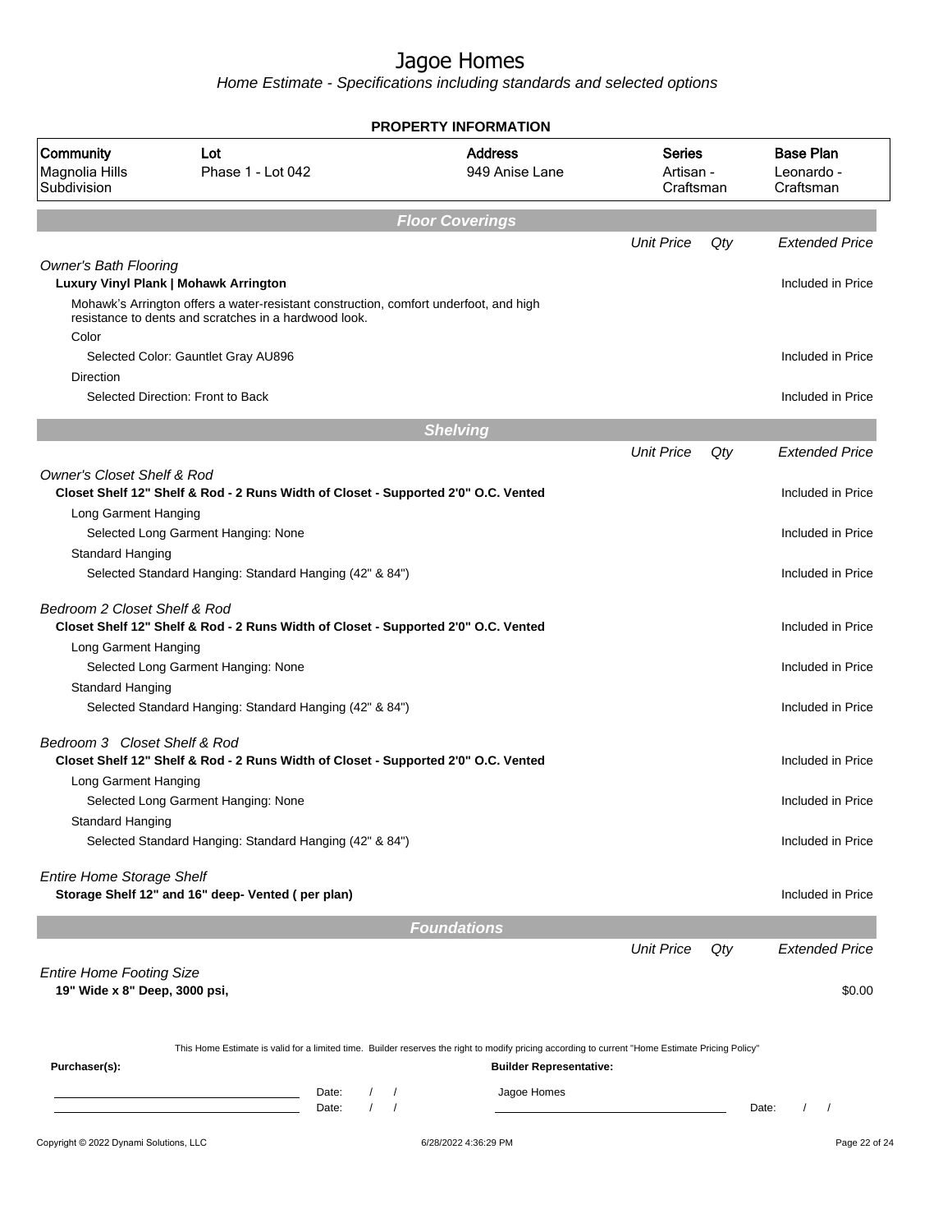# Jagoe Homes

*Home Estimate - Specifications including standards and selected options*

**PROPERTY INFORMATION**

| Community | Lot | Address | Series | Base Plan |
|---|---|---|---|---|
| Magnolia Hills Subdivision | Phase 1 - Lot 042 | 949 Anise Lane | Artisan - Craftsman | Leonardo - Craftsman |

## Floor Coverings

| | Unit Price | Qty | Extended Price |
|---|---|---|---|
| *Owner's Bath Flooring* | | | |
| **Luxury Vinyl Plank \| Mohawk Arrington** | | | Included in Price |
| Mohawk's Arrington offers a water-resistant construction, comfort underfoot, and high resistance to dents and scratches in a hardwood look. | | | |
| Color | | | |
| Selected Color: Gauntlet Gray AU896 | | | Included in Price |
| Direction | | | |
| Selected Direction: Front to Back | | | Included in Price |

## Shelving

| | Unit Price | Qty | Extended Price |
|---|---|---|---|
| *Owner's Closet Shelf & Rod* | | | |
| **Closet Shelf 12" Shelf & Rod - 2 Runs Width of Closet - Supported 2'0" O.C. Vented** | | | Included in Price |
| Long Garment Hanging | | | |
| Selected Long Garment Hanging: None | | | Included in Price |
| Standard Hanging | | | |
| Selected Standard Hanging: Standard Hanging (42" & 84") | | | Included in Price |
| *Bedroom 2 Closet Shelf & Rod* | | | |
| **Closet Shelf 12" Shelf & Rod - 2 Runs Width of Closet - Supported 2'0" O.C. Vented** | | | Included in Price |
| Long Garment Hanging | | | |
| Selected Long Garment Hanging: None | | | Included in Price |
| Standard Hanging | | | |
| Selected Standard Hanging: Standard Hanging (42" & 84") | | | Included in Price |
| *Bedroom 3 Closet Shelf & Rod* | | | |
| **Closet Shelf 12" Shelf & Rod - 2 Runs Width of Closet - Supported 2'0" O.C. Vented** | | | Included in Price |
| Long Garment Hanging | | | |
| Selected Long Garment Hanging: None | | | Included in Price |
| Standard Hanging | | | |
| Selected Standard Hanging: Standard Hanging (42" & 84") | | | Included in Price |
| *Entire Home Storage Shelf* | | | |
| **Storage Shelf 12" and 16" deep- Vented ( per plan)** | | | Included in Price |

## Foundations

| | Unit Price | Qty | Extended Price |
|---|---|---|---|
| *Entire Home Footing Size* | | | |
| **19" Wide x 8" Deep, 3000 psi,** | | | $0.00 |

This Home Estimate is valid for a limited time. Builder reserves the right to modify pricing according to current "Home Estimate Pricing Policy"

**Purchaser(s):** **Builder Representative:**

Date: / / Jagoe Homes

Date: / / Date: / /

Copyright © 2022 Dynami Solutions, LLC 6/28/2022 4:36:29 PM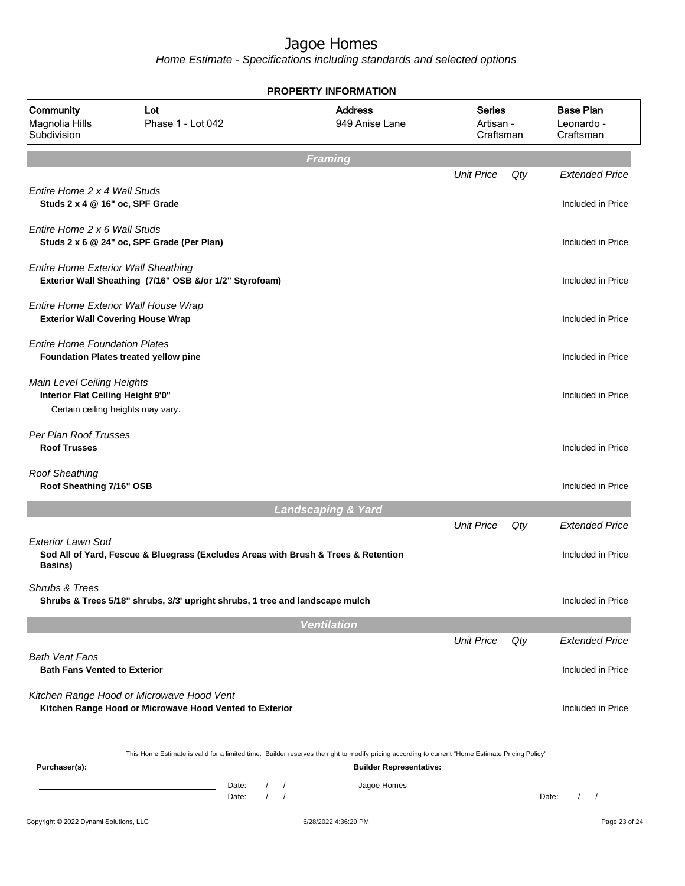# Jagoe Homes

*Home Estimate - Specifications including standards and selected options*

## PROPERTY INFORMATION

| Community | Lot | Address | Series | Base Plan |
|---|---|---|---|---|
| Magnolia Hills Subdivision | Phase 1 - Lot 042 | 949 Anise Lane | Artisan - Craftsman | Leonardo - Craftsman |

## Framing

| | Unit Price | Qty | Extended Price |
|---|---|---|---|
| *Entire Home 2 x 4 Wall Studs*<br>**Studs 2 x 4 @ 16" oc, SPF Grade** | | | Included in Price |
| *Entire Home 2 x 6 Wall Studs*<br>**Studs 2 x 6 @ 24" oc, SPF Grade (Per Plan)** | | | Included in Price |
| *Entire Home Exterior Wall Sheathing*<br>**Exterior Wall Sheathing (7/16" OSB &/or 1/2" Styrofoam)** | | | Included in Price |
| *Entire Home Exterior Wall House Wrap*<br>**Exterior Wall Covering House Wrap** | | | Included in Price |
| *Entire Home Foundation Plates*<br>**Foundation Plates treated yellow pine** | | | Included in Price |
| *Main Level Ceiling Heights*<br>**Interior Flat Ceiling Height 9'0"**<br>Certain ceiling heights may vary. | | | Included in Price |
| *Per Plan Roof Trusses*<br>**Roof Trusses** | | | Included in Price |
| *Roof Sheathing*<br>**Roof Sheathing 7/16" OSB** | | | Included in Price |

## Landscaping & Yard

| | Unit Price | Qty | Extended Price |
|---|---|---|---|
| *Exterior Lawn Sod*<br>**Sod All of Yard, Fescue & Bluegrass (Excludes Areas with Brush & Trees & Retention Basins)** | | | Included in Price |
| *Shrubs & Trees*<br>**Shrubs & Trees 5/18" shrubs, 3/3' upright shrubs, 1 tree and landscape mulch** | | | Included in Price |

## Ventilation

| | Unit Price | Qty | Extended Price |
|---|---|---|---|
| *Bath Vent Fans*<br>**Bath Fans Vented to Exterior** | | | Included in Price |
| *Kitchen Range Hood or Microwave Hood Vent*<br>**Kitchen Range Hood or Microwave Hood Vented to Exterior** | | | Included in Price |

This Home Estimate is valid for a limited time. Builder reserves the right to modify pricing according to current "Home Estimate Pricing Policy"

**Purchaser(s):**

\_\_\_\_\_\_\_\_\_\_\_\_\_\_\_\_\_\_\_\_ Date: / /

\_\_\_\_\_\_\_\_\_\_\_\_\_\_\_\_\_\_\_\_ Date: / /

**Builder Representative:**

Jagoe Homes

\_\_\_\_\_\_\_\_\_\_\_\_\_\_\_\_\_\_\_\_ Date: / /

Copyright © 2022 Dynami Solutions, LLC — 6/28/2022 4:36:29 PM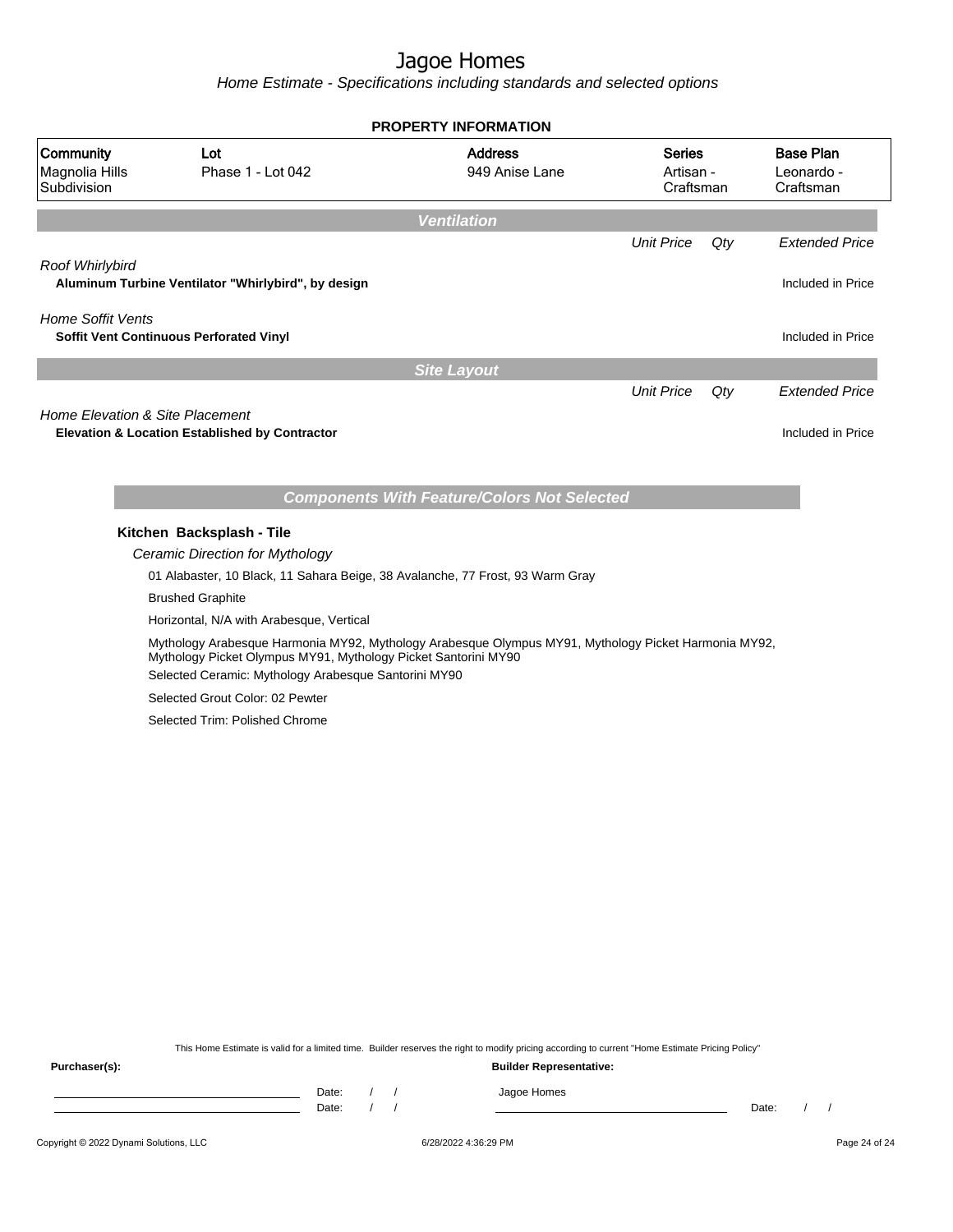# Jagoe Homes

*Home Estimate - Specifications including standards and selected options*

**PROPERTY INFORMATION**

| Community | Lot | Address | Series | Base Plan |
|---|---|---|---|---|
| Magnolia Hills Subdivision | Phase 1 - Lot 042 | 949 Anise Lane | Artisan - Craftsman | Leonardo - Craftsman |

## *Ventilation*

| | *Unit Price* | *Qty* | *Extended Price* |
|---|---|---|---|
| *Roof Whirlybird* | | | |
| **Aluminum Turbine Ventilator "Whirlybird", by design** | | | Included in Price |
| *Home Soffit Vents* | | | |
| **Soffit Vent Continuous Perforated Vinyl** | | | Included in Price |

## *Site Layout*

| | *Unit Price* | *Qty* | *Extended Price* |
|---|---|---|---|
| *Home Elevation & Site Placement* | | | |
| **Elevation & Location Established by Contractor** | | | Included in Price |

## *Components With Feature/Colors Not Selected*

**Kitchen Backsplash - Tile**

*Ceramic Direction for Mythology*

01 Alabaster, 10 Black, 11 Sahara Beige, 38 Avalanche, 77 Frost, 93 Warm Gray

Brushed Graphite

Horizontal, N/A with Arabesque, Vertical

Mythology Arabesque Harmonia MY92, Mythology Arabesque Olympus MY91, Mythology Picket Harmonia MY92, Mythology Picket Olympus MY91, Mythology Picket Santorini MY90

Selected Ceramic: Mythology Arabesque Santorini MY90

Selected Grout Color: 02 Pewter

Selected Trim: Polished Chrome

This Home Estimate is valid for a limited time. Builder reserves the right to modify pricing according to current "Home Estimate Pricing Policy"

**Purchaser(s):**

Date: / /

Date: / /

**Builder Representative:**

Jagoe Homes

Date: / /